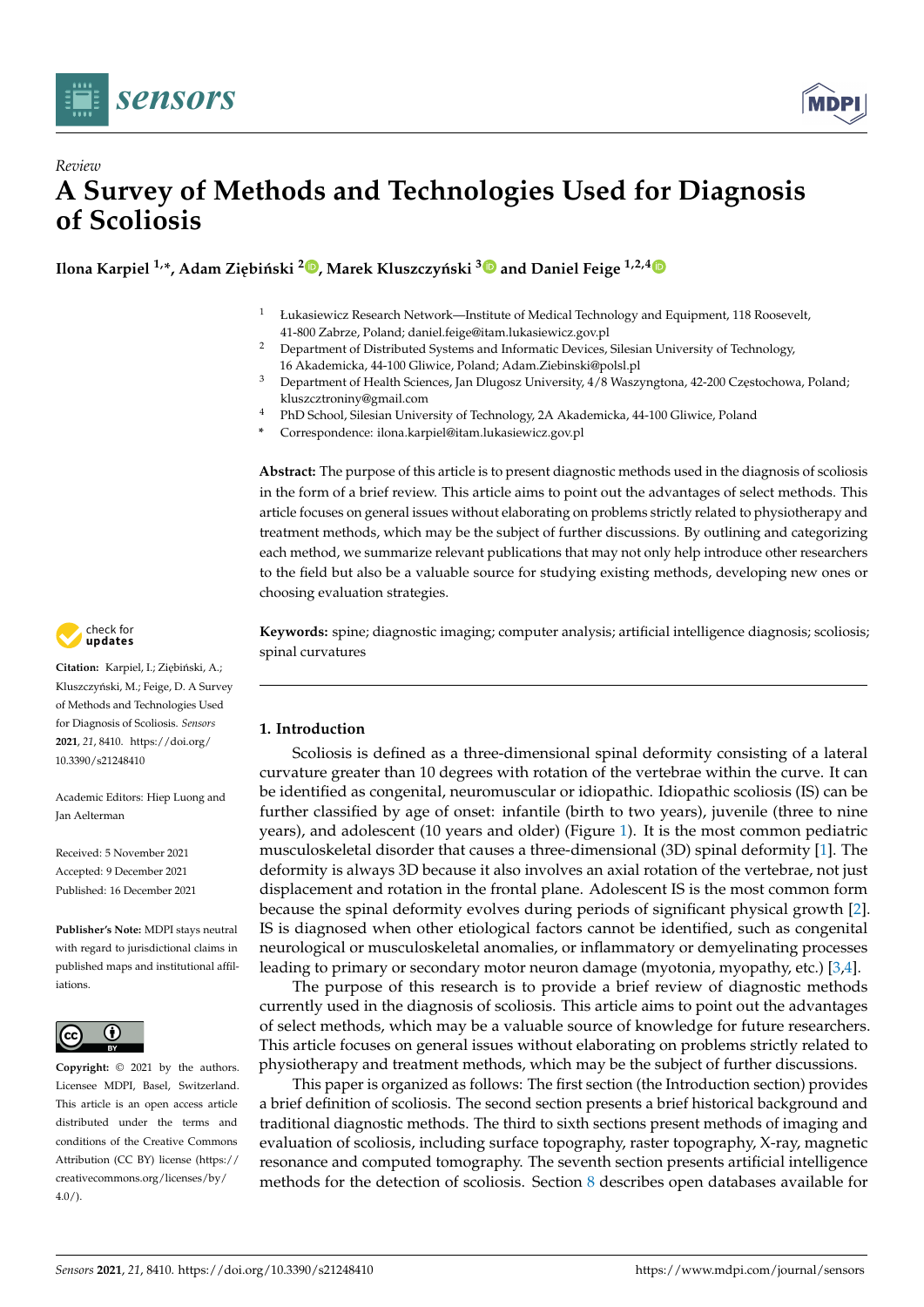Review

# A Survey of Methods and Technologies Used for Diagnosis of Scoliosis

**Ilona Karpiel [1,*], Adam Ziębiński [2], Marek Kluszczyński [3] and Daniel Feige [1,2,4]**

[1] Łukasiewicz Research Network—Institute of Medical Technology and Equipment, 118 Roosevelt, 41-800 Zabrze, Poland; daniel.feige@itam.lukasiewicz.gov.pl
[2] Department of Distributed Systems and Informatic Devices, Silesian University of Technology, 16 Akademicka, 44-100 Gliwice, Poland; Adam.Ziebinski@polsl.pl
[3] Department of Health Sciences, Jan Dlugosz University, 4/8 Waszyngtona, 42-200 Częstochowa, Poland; kluszcztroniny@gmail.com
[4] PhD School, Silesian University of Technology, 2A Akademicka, 44-100 Gliwice, Poland
* Correspondence: ilona.karpiel@itam.lukasiewicz.gov.pl

**Abstract:** The purpose of this article is to present diagnostic methods used in the diagnosis of scoliosis in the form of a brief review. This article aims to point out the advantages of select methods. This article focuses on general issues without elaborating on problems strictly related to physiotherapy and treatment methods, which may be the subject of further discussions. By outlining and categorizing each method, we summarize relevant publications that may not only help introduce other researchers to the field but also be a valuable source for studying existing methods, developing new ones or choosing evaluation strategies.

**Keywords:** spine; diagnostic imaging; computer analysis; artificial intelligence diagnosis; scoliosis; spinal curvatures

**Citation:** Karpiel, I.; Ziębiński, A.; Kluszczyński, M.; Feige, D. A Survey of Methods and Technologies Used for Diagnosis of Scoliosis. *Sensors* **2021**, *21*, 8410. https://doi.org/10.3390/s21248410

Academic Editors: Hiep Luong and Jan Aelterman

Received: 5 November 2021
Accepted: 9 December 2021
Published: 16 December 2021

**Publisher's Note:** MDPI stays neutral with regard to jurisdictional claims in published maps and institutional affiliations.

**Copyright:** © 2021 by the authors. Licensee MDPI, Basel, Switzerland. This article is an open access article distributed under the terms and conditions of the Creative Commons Attribution (CC BY) license (https://creativecommons.org/licenses/by/4.0/).

## 1. Introduction

Scoliosis is defined as a three-dimensional spinal deformity consisting of a lateral curvature greater than 10 degrees with rotation of the vertebrae within the curve. It can be identified as congenital, neuromuscular or idiopathic. Idiopathic scoliosis (IS) can be further classified by age of onset: infantile (birth to two years), juvenile (three to nine years), and adolescent (10 years and older) (Figure 1). It is the most common pediatric musculoskeletal disorder that causes a three-dimensional (3D) spinal deformity [1]. The deformity is always 3D because it also involves an axial rotation of the vertebrae, not just displacement and rotation in the frontal plane. Adolescent IS is the most common form because the spinal deformity evolves during periods of significant physical growth [2]. IS is diagnosed when other etiological factors cannot be identified, such as congenital neurological or musculoskeletal anomalies, or inflammatory or demyelinating processes leading to primary or secondary motor neuron damage (myotonia, myopathy, etc.) [3,4].

The purpose of this research is to provide a brief review of diagnostic methods currently used in the diagnosis of scoliosis. This article aims to point out the advantages of select methods, which may be a valuable source of knowledge for future researchers. This article focuses on general issues without elaborating on problems strictly related to physiotherapy and treatment methods, which may be the subject of further discussions.

This paper is organized as follows: The first section (the Introduction section) provides a brief definition of scoliosis. The second section presents a brief historical background and traditional diagnostic methods. The third to sixth sections present methods of imaging and evaluation of scoliosis, including surface topography, raster topography, X-ray, magnetic resonance and computed tomography. The seventh section presents artificial intelligence methods for the detection of scoliosis. Section 8 describes open databases available for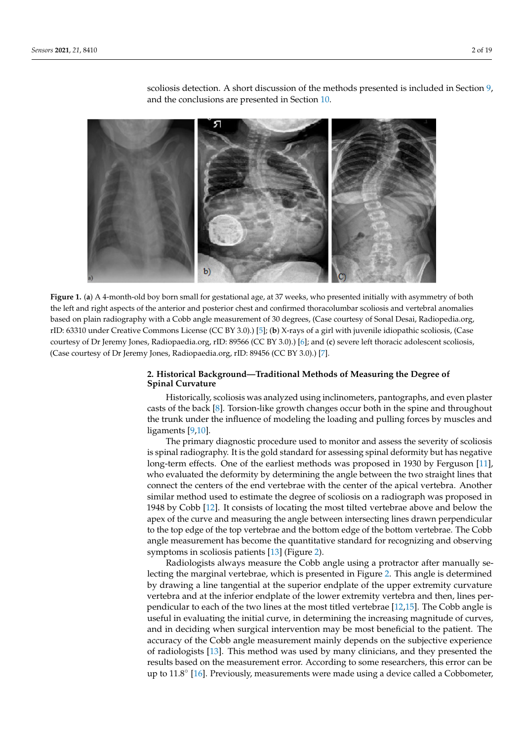scoliosis detection. A short discussion of the methods presented is included in Section 9, and the conclusions are presented in Section 10.

**Figure 1.** (**a**) A 4-month-old boy born small for gestational age, at 37 weeks, who presented initially with asymmetry of both the left and right aspects of the anterior and posterior chest and confirmed thoracolumbar scoliosis and vertebral anomalies based on plain radiography with a Cobb angle measurement of 30 degrees, (Case courtesy of Sonal Desai, Radiopedia.org, rID: 63310 under Creative Commons License (CC BY 3.0).) [5]; (**b**) X-rays of a girl with juvenile idiopathic scoliosis, (Case courtesy of Dr Jeremy Jones, Radiopaedia.org, rID: 89566 (CC BY 3.0).) [6]; and (**c**) severe left thoracic adolescent scoliosis, (Case courtesy of Dr Jeremy Jones, Radiopedia.org, rID: 89456 (CC BY 3.0).) [7].

## 2. Historical Background—Traditional Methods of Measuring the Degree of Spinal Curvature

Historically, scoliosis was analyzed using inclinometers, pantographs, and even plaster casts of the back [8]. Torsion-like growth changes occur both in the spine and throughout the trunk under the influence of modeling the loading and pulling forces by muscles and ligaments [9,10].

The primary diagnostic procedure used to monitor and assess the severity of scoliosis is spinal radiography. It is the gold standard for assessing spinal deformity but has negative long-term effects. One of the earliest methods was proposed in 1930 by Ferguson [11], who evaluated the deformity by determining the angle between the two straight lines that connect the centers of the end vertebrae with the center of the apical vertebra. Another similar method used to estimate the degree of scoliosis on a radiograph was proposed in 1948 by Cobb [12]. It consists of locating the most tilted vertebrae above and below the apex of the curve and measuring the angle between intersecting lines drawn perpendicular to the top edge of the top vertebrae and the bottom edge of the bottom vertebrae. The Cobb angle measurement has become the quantitative standard for recognizing and observing symptoms in scoliosis patients [13] (Figure 2).

Radiologists always measure the Cobb angle using a protractor after manually selecting the marginal vertebrae, which is presented in Figure 2. This angle is determined by drawing a line tangential at the superior endplate of the upper extremity curvature vertebra and at the inferior endplate of the lower extremity vertebra and then, lines perpendicular to each of the two lines at the most titled vertebrae [12,15]. The Cobb angle is useful in evaluating the initial curve, in determining the increasing magnitude of curves, and in deciding when surgical intervention may be most beneficial to the patient. The accuracy of the Cobb angle measurement mainly depends on the subjective experience of radiologists [13]. This method was used by many clinicians, and they presented the results based on the measurement error. According to some researchers, this error can be up to 11.8° [16]. Previously, measurements were made using a device called a Cobbometer,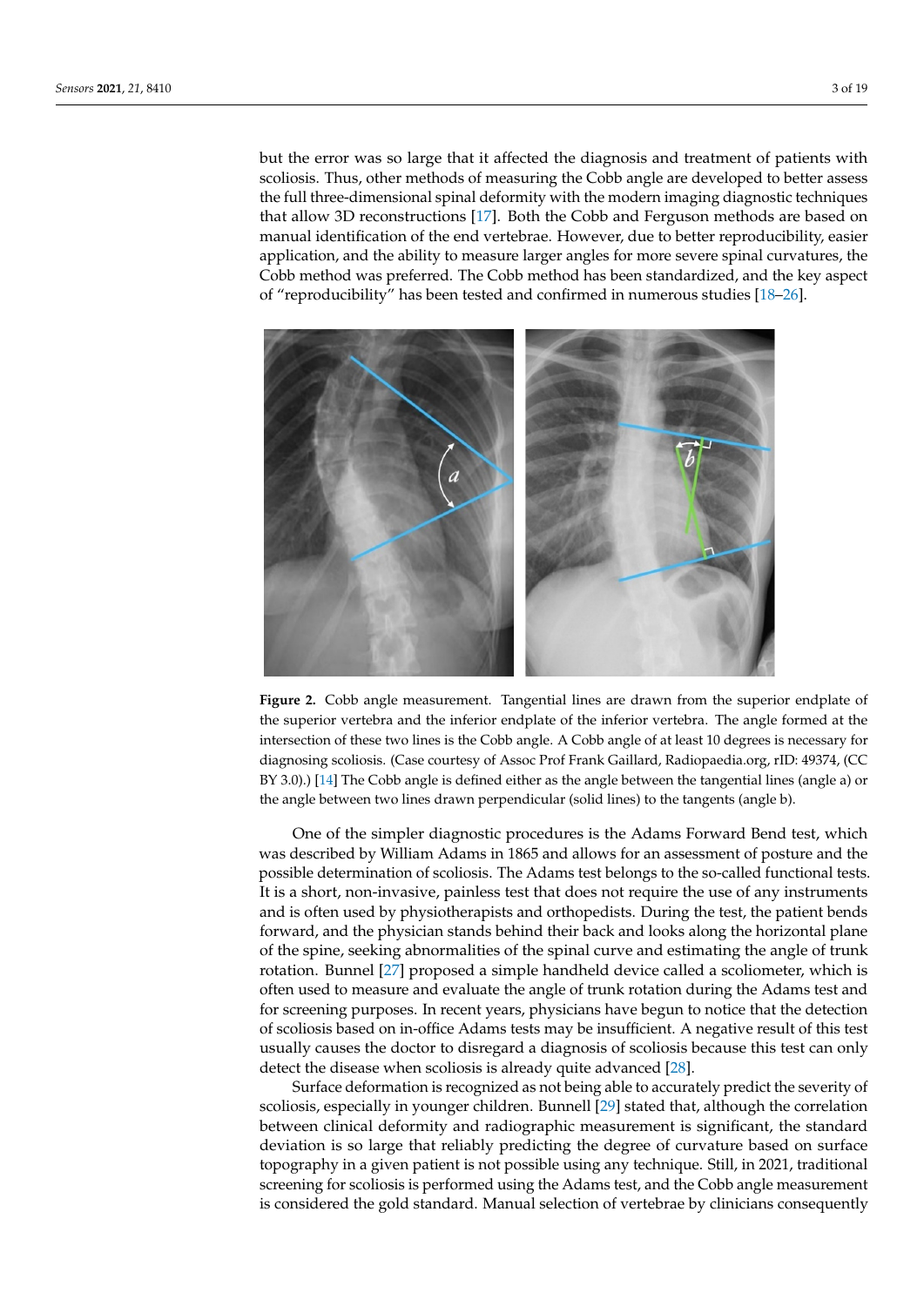but the error was so large that it affected the diagnosis and treatment of patients with scoliosis. Thus, other methods of measuring the Cobb angle are developed to better assess the full three-dimensional spinal deformity with the modern imaging diagnostic techniques that allow 3D reconstructions [17]. Both the Cobb and Ferguson methods are based on manual identification of the end vertebrae. However, due to better reproducibility, easier application, and the ability to measure larger angles for more severe spinal curvatures, the Cobb method was preferred. The Cobb method has been standardized, and the key aspect of "reproducibility" has been tested and confirmed in numerous studies [18–26].

**Figure 2.** Cobb angle measurement. Tangential lines are drawn from the superior endplate of the superior vertebra and the inferior endplate of the inferior vertebra. The angle formed at the intersection of these two lines is the Cobb angle. A Cobb angle of at least 10 degrees is necessary for diagnosing scoliosis. (Case courtesy of Assoc Prof Frank Gaillard, Radiopaedia.org, rID: 49374, (CC BY 3.0).) [14] The Cobb angle is defined either as the angle between the tangential lines (angle a) or the angle between two lines drawn perpendicular (solid lines) to the tangents (angle b).

One of the simpler diagnostic procedures is the Adams Forward Bend test, which was described by William Adams in 1865 and allows for an assessment of posture and the possible determination of scoliosis. The Adams test belongs to the so-called functional tests. It is a short, non-invasive, painless test that does not require the use of any instruments and is often used by physiotherapists and orthopedists. During the test, the patient bends forward, and the physician stands behind their back and looks along the horizontal plane of the spine, seeking abnormalities of the spinal curve and estimating the angle of trunk rotation. Bunnel [27] proposed a simple handheld device called a scoliometer, which is often used to measure and evaluate the angle of trunk rotation during the Adams test and for screening purposes. In recent years, physicians have begun to notice that the detection of scoliosis based on in-office Adams tests may be insufficient. A negative result of this test usually causes the doctor to disregard a diagnosis of scoliosis because this test can only detect the disease when scoliosis is already quite advanced [28].

Surface deformation is recognized as not being able to accurately predict the severity of scoliosis, especially in younger children. Bunnell [29] stated that, although the correlation between clinical deformity and radiographic measurement is significant, the standard deviation is so large that reliably predicting the degree of curvature based on surface topography in a given patient is not possible using any technique. Still, in 2021, traditional screening for scoliosis is performed using the Adams test, and the Cobb angle measurement is considered the gold standard. Manual selection of vertebrae by clinicians consequently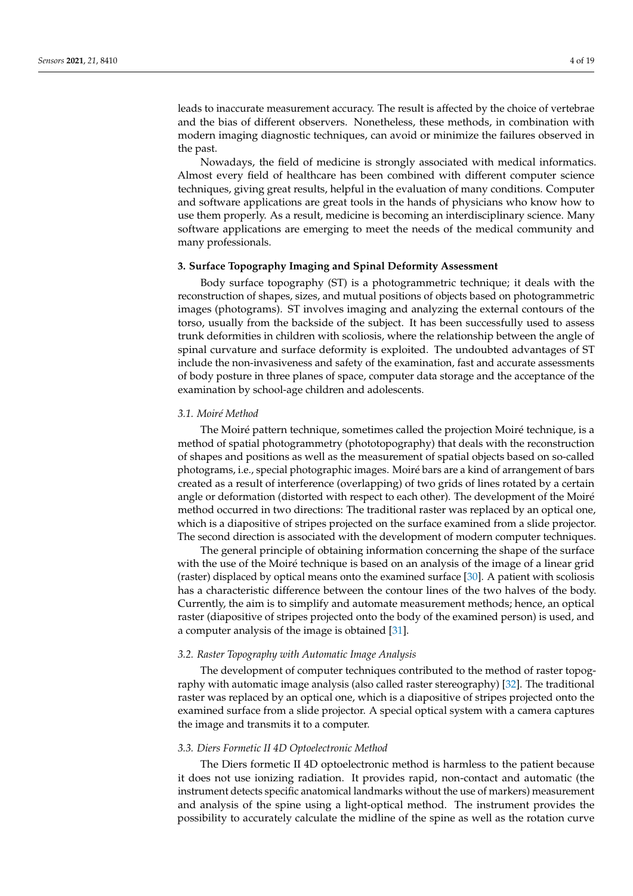leads to inaccurate measurement accuracy. The result is affected by the choice of vertebrae and the bias of different observers. Nonetheless, these methods, in combination with modern imaging diagnostic techniques, can avoid or minimize the failures observed in the past.

Nowadays, the field of medicine is strongly associated with medical informatics. Almost every field of healthcare has been combined with different computer science techniques, giving great results, helpful in the evaluation of many conditions. Computer and software applications are great tools in the hands of physicians who know how to use them properly. As a result, medicine is becoming an interdisciplinary science. Many software applications are emerging to meet the needs of the medical community and many professionals.

## 3. Surface Topography Imaging and Spinal Deformity Assessment

Body surface topography (ST) is a photogrammetric technique; it deals with the reconstruction of shapes, sizes, and mutual positions of objects based on photogrammetric images (photograms). ST involves imaging and analyzing the external contours of the torso, usually from the backside of the subject. It has been successfully used to assess trunk deformities in children with scoliosis, where the relationship between the angle of spinal curvature and surface deformity is exploited. The undoubted advantages of ST include the non-invasiveness and safety of the examination, fast and accurate assessments of body posture in three planes of space, computer data storage and the acceptance of the examination by school-age children and adolescents.

### *3.1. Moiré Method*

The Moiré pattern technique, sometimes called the projection Moiré technique, is a method of spatial photogrammetry (phototopography) that deals with the reconstruction of shapes and positions as well as the measurement of spatial objects based on so-called photograms, i.e., special photographic images. Moiré bars are a kind of arrangement of bars created as a result of interference (overlapping) of two grids of lines rotated by a certain angle or deformation (distorted with respect to each other). The development of the Moiré method occurred in two directions: The traditional raster was replaced by an optical one, which is a diapositive of stripes projected on the surface examined from a slide projector. The second direction is associated with the development of modern computer techniques.

The general principle of obtaining information concerning the shape of the surface with the use of the Moiré technique is based on an analysis of the image of a linear grid (raster) displaced by optical means onto the examined surface [30]. A patient with scoliosis has a characteristic difference between the contour lines of the two halves of the body. Currently, the aim is to simplify and automate measurement methods; hence, an optical raster (diapositive of stripes projected onto the body of the examined person) is used, and a computer analysis of the image is obtained [31].

### *3.2. Raster Topography with Automatic Image Analysis*

The development of computer techniques contributed to the method of raster topography with automatic image analysis (also called raster stereography) [32]. The traditional raster was replaced by an optical one, which is a diapositive of stripes projected onto the examined surface from a slide projector. A special optical system with a camera captures the image and transmits it to a computer.

### *3.3. Diers Formetic II 4D Optoelectronic Method*

The Diers formetic II 4D optoelectronic method is harmless to the patient because it does not use ionizing radiation. It provides rapid, non-contact and automatic (the instrument detects specific anatomical landmarks without the use of markers) measurement and analysis of the spine using a light-optical method. The instrument provides the possibility to accurately calculate the midline of the spine as well as the rotation curve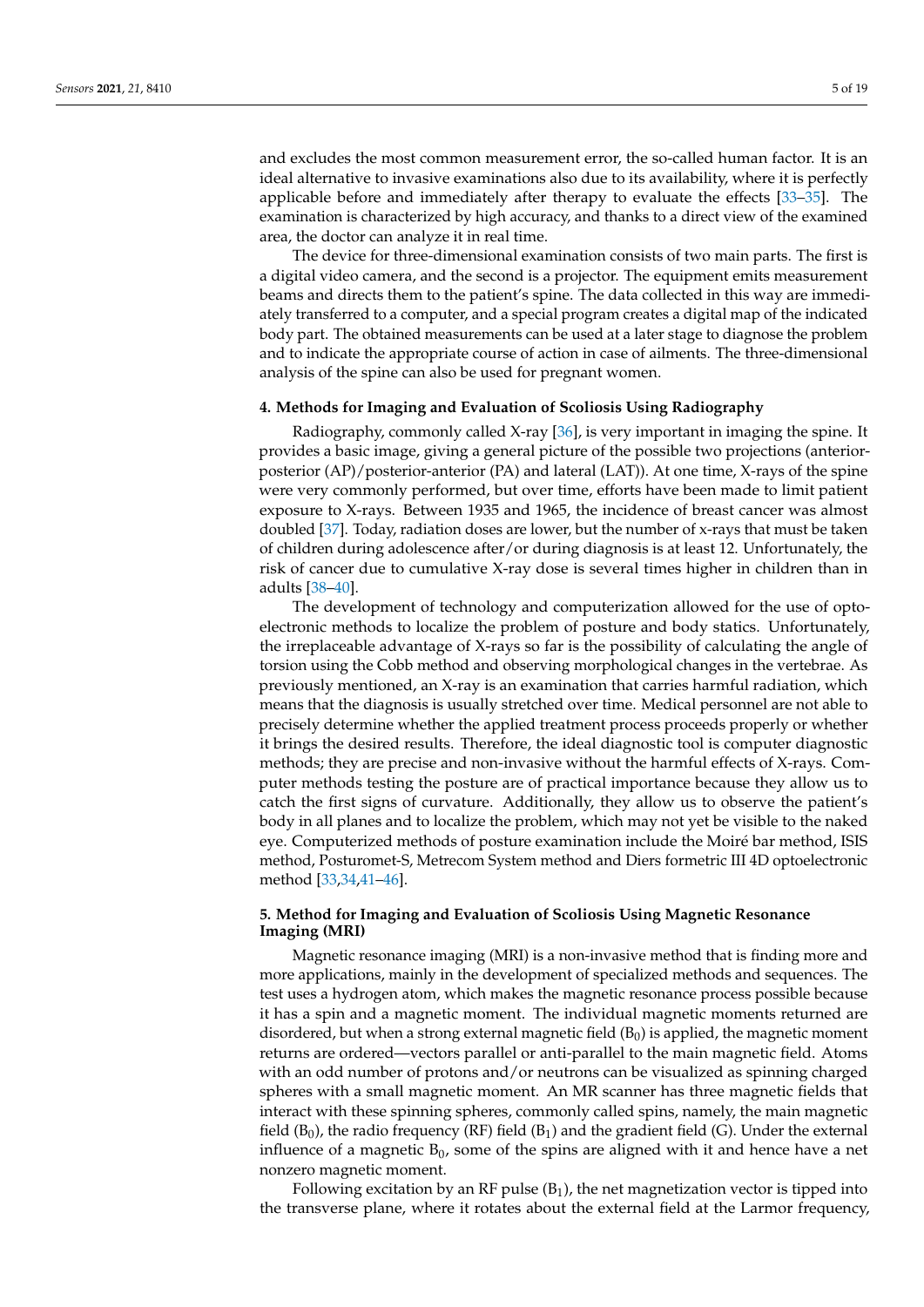and excludes the most common measurement error, the so-called human factor. It is an ideal alternative to invasive examinations also due to its availability, where it is perfectly applicable before and immediately after therapy to evaluate the effects [33–35]. The examination is characterized by high accuracy, and thanks to a direct view of the examined area, the doctor can analyze it in real time.

The device for three-dimensional examination consists of two main parts. The first is a digital video camera, and the second is a projector. The equipment emits measurement beams and directs them to the patient's spine. The data collected in this way are immediately transferred to a computer, and a special program creates a digital map of the indicated body part. The obtained measurements can be used at a later stage to diagnose the problem and to indicate the appropriate course of action in case of ailments. The three-dimensional analysis of the spine can also be used for pregnant women.

## 4. Methods for Imaging and Evaluation of Scoliosis Using Radiography

Radiography, commonly called X-ray [36], is very important in imaging the spine. It provides a basic image, giving a general picture of the possible two projections (anterior-posterior (AP)/posterior-anterior (PA) and lateral (LAT)). At one time, X-rays of the spine were very commonly performed, but over time, efforts have been made to limit patient exposure to X-rays. Between 1935 and 1965, the incidence of breast cancer was almost doubled [37]. Today, radiation doses are lower, but the number of x-rays that must be taken of children during adolescence after/or during diagnosis is at least 12. Unfortunately, the risk of cancer due to cumulative X-ray dose is several times higher in children than in adults [38–40].

The development of technology and computerization allowed for the use of opto-electronic methods to localize the problem of posture and body statics. Unfortunately, the irreplaceable advantage of X-rays so far is the possibility of calculating the angle of torsion using the Cobb method and observing morphological changes in the vertebrae. As previously mentioned, an X-ray is an examination that carries harmful radiation, which means that the diagnosis is usually stretched over time. Medical personnel are not able to precisely determine whether the applied treatment process proceeds properly or whether it brings the desired results. Therefore, the ideal diagnostic tool is computer diagnostic methods; they are precise and non-invasive without the harmful effects of X-rays. Computer methods testing the posture are of practical importance because they allow us to catch the first signs of curvature. Additionally, they allow us to observe the patient's body in all planes and to localize the problem, which may not yet be visible to the naked eye. Computerized methods of posture examination include the Moiré bar method, ISIS method, Posturomet-S, Metrecom System method and Diers formetric III 4D optoelectronic method [33,34,41–46].

## 5. Method for Imaging and Evaluation of Scoliosis Using Magnetic Resonance Imaging (MRI)

Magnetic resonance imaging (MRI) is a non-invasive method that is finding more and more applications, mainly in the development of specialized methods and sequences. The test uses a hydrogen atom, which makes the magnetic resonance process possible because it has a spin and a magnetic moment. The individual magnetic moments returned are disordered, but when a strong external magnetic field ($B_0$) is applied, the magnetic moment returns are ordered—vectors parallel or anti-parallel to the main magnetic field. Atoms with an odd number of protons and/or neutrons can be visualized as spinning charged spheres with a small magnetic moment. An MR scanner has three magnetic fields that interact with these spinning spheres, commonly called spins, namely, the main magnetic field ($B_0$), the radio frequency (RF) field ($B_1$) and the gradient field (G). Under the external influence of a magnetic $B_0$, some of the spins are aligned with it and hence have a net nonzero magnetic moment.

Following excitation by an RF pulse ($B_1$), the net magnetization vector is tipped into the transverse plane, where it rotates about the external field at the Larmor frequency,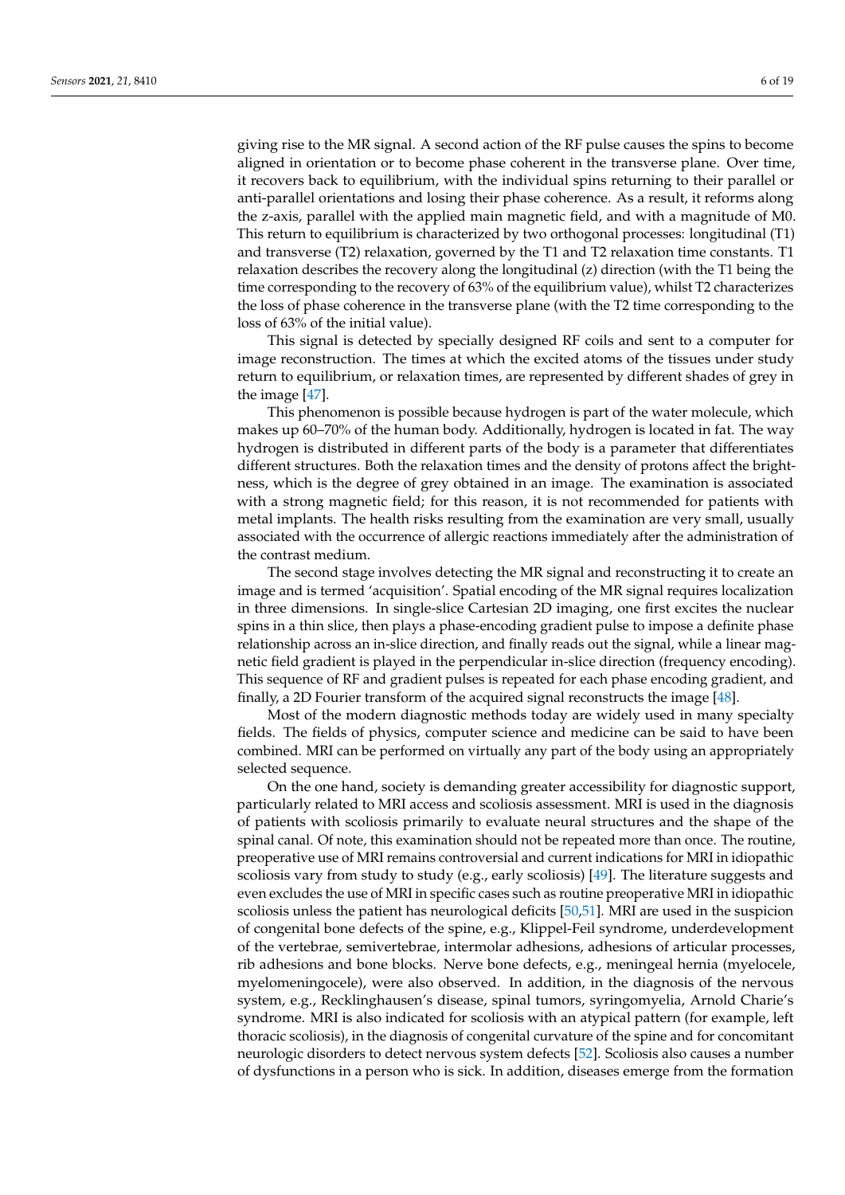giving rise to the MR signal. A second action of the RF pulse causes the spins to become aligned in orientation or to become phase coherent in the transverse plane. Over time, it recovers back to equilibrium, with the individual spins returning to their parallel or anti-parallel orientations and losing their phase coherence. As a result, it reforms along the z-axis, parallel with the applied main magnetic field, and with a magnitude of M0. This return to equilibrium is characterized by two orthogonal processes: longitudinal (T1) and transverse (T2) relaxation, governed by the T1 and T2 relaxation time constants. T1 relaxation describes the recovery along the longitudinal (z) direction (with the T1 being the time corresponding to the recovery of 63% of the equilibrium value), whilst T2 characterizes the loss of phase coherence in the transverse plane (with the T2 time corresponding to the loss of 63% of the initial value).

This signal is detected by specially designed RF coils and sent to a computer for image reconstruction. The times at which the excited atoms of the tissues under study return to equilibrium, or relaxation times, are represented by different shades of grey in the image [47].

This phenomenon is possible because hydrogen is part of the water molecule, which makes up 60–70% of the human body. Additionally, hydrogen is located in fat. The way hydrogen is distributed in different parts of the body is a parameter that differentiates different structures. Both the relaxation times and the density of protons affect the brightness, which is the degree of grey obtained in an image. The examination is associated with a strong magnetic field; for this reason, it is not recommended for patients with metal implants. The health risks resulting from the examination are very small, usually associated with the occurrence of allergic reactions immediately after the administration of the contrast medium.

The second stage involves detecting the MR signal and reconstructing it to create an image and is termed 'acquisition'. Spatial encoding of the MR signal requires localization in three dimensions. In single-slice Cartesian 2D imaging, one first excites the nuclear spins in a thin slice, then plays a phase-encoding gradient pulse to impose a definite phase relationship across an in-slice direction, and finally reads out the signal, while a linear magnetic field gradient is played in the perpendicular in-slice direction (frequency encoding). This sequence of RF and gradient pulses is repeated for each phase encoding gradient, and finally, a 2D Fourier transform of the acquired signal reconstructs the image [48].

Most of the modern diagnostic methods today are widely used in many specialty fields. The fields of physics, computer science and medicine can be said to have been combined. MRI can be performed on virtually any part of the body using an appropriately selected sequence.

On the one hand, society is demanding greater accessibility for diagnostic support, particularly related to MRI access and scoliosis assessment. MRI is used in the diagnosis of patients with scoliosis primarily to evaluate neural structures and the shape of the spinal canal. Of note, this examination should not be repeated more than once. The routine, preoperative use of MRI remains controversial and current indications for MRI in idiopathic scoliosis vary from study to study (e.g., early scoliosis) [49]. The literature suggests and even excludes the use of MRI in specific cases such as routine preoperative MRI in idiopathic scoliosis unless the patient has neurological deficits [50,51]. MRI are used in the suspicion of congenital bone defects of the spine, e.g., Klippel-Feil syndrome, underdevelopment of the vertebrae, semivertebrae, intermolar adhesions, adhesions of articular processes, rib adhesions and bone blocks. Nerve bone defects, e.g., meningeal hernia (myelocele, myelomeningocele), were also observed. In addition, in the diagnosis of the nervous system, e.g., Recklinghausen's disease, spinal tumors, syringomyelia, Arnold Charie's syndrome. MRI is also indicated for scoliosis with an atypical pattern (for example, left thoracic scoliosis), in the diagnosis of congenital curvature of the spine and for concomitant neurologic disorders to detect nervous system defects [52]. Scoliosis also causes a number of dysfunctions in a person who is sick. In addition, diseases emerge from the formation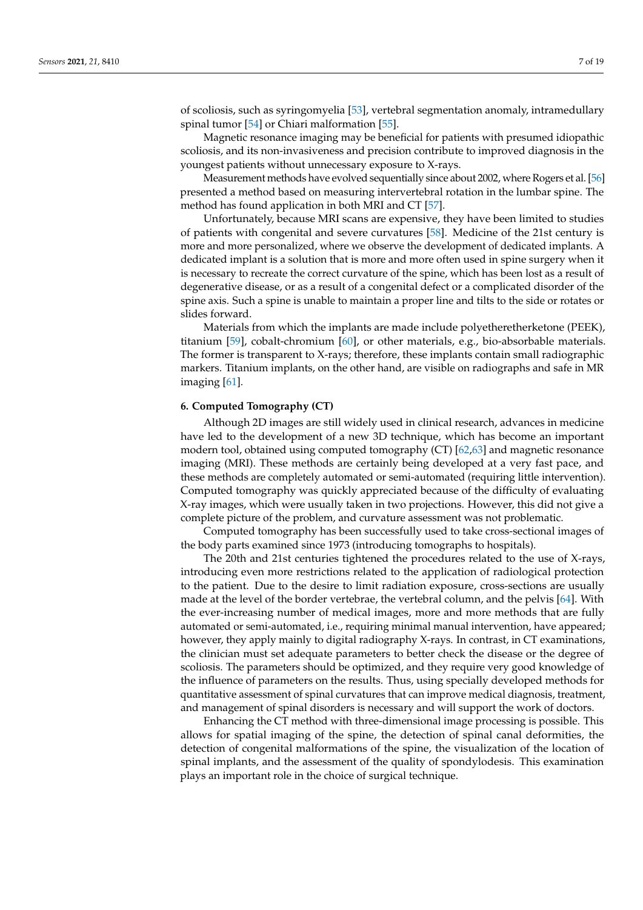of scoliosis, such as syringomyelia [53], vertebral segmentation anomaly, intramedullary spinal tumor [54] or Chiari malformation [55].

Magnetic resonance imaging may be beneficial for patients with presumed idiopathic scoliosis, and its non-invasiveness and precision contribute to improved diagnosis in the youngest patients without unnecessary exposure to X-rays.

Measurement methods have evolved sequentially since about 2002, where Rogers et al. [56] presented a method based on measuring intervertebral rotation in the lumbar spine. The method has found application in both MRI and CT [57].

Unfortunately, because MRI scans are expensive, they have been limited to studies of patients with congenital and severe curvatures [58]. Medicine of the 21st century is more and more personalized, where we observe the development of dedicated implants. A dedicated implant is a solution that is more and more often used in spine surgery when it is necessary to recreate the correct curvature of the spine, which has been lost as a result of degenerative disease, or as a result of a congenital defect or a complicated disorder of the spine axis. Such a spine is unable to maintain a proper line and tilts to the side or rotates or slides forward.

Materials from which the implants are made include polyetheretherketone (PEEK), titanium [59], cobalt-chromium [60], or other materials, e.g., bio-absorbable materials. The former is transparent to X-rays; therefore, these implants contain small radiographic markers. Titanium implants, on the other hand, are visible on radiographs and safe in MR imaging [61].

## 6. Computed Tomography (CT)

Although 2D images are still widely used in clinical research, advances in medicine have led to the development of a new 3D technique, which has become an important modern tool, obtained using computed tomography (CT) [62,63] and magnetic resonance imaging (MRI). These methods are certainly being developed at a very fast pace, and these methods are completely automated or semi-automated (requiring little intervention). Computed tomography was quickly appreciated because of the difficulty of evaluating X-ray images, which were usually taken in two projections. However, this did not give a complete picture of the problem, and curvature assessment was not problematic.

Computed tomography has been successfully used to take cross-sectional images of the body parts examined since 1973 (introducing tomographs to hospitals).

The 20th and 21st centuries tightened the procedures related to the use of X-rays, introducing even more restrictions related to the application of radiological protection to the patient. Due to the desire to limit radiation exposure, cross-sections are usually made at the level of the border vertebrae, the vertebral column, and the pelvis [64]. With the ever-increasing number of medical images, more and more methods that are fully automated or semi-automated, i.e., requiring minimal manual intervention, have appeared; however, they apply mainly to digital radiography X-rays. In contrast, in CT examinations, the clinician must set adequate parameters to better check the disease or the degree of scoliosis. The parameters should be optimized, and they require very good knowledge of the influence of parameters on the results. Thus, using specially developed methods for quantitative assessment of spinal curvatures that can improve medical diagnosis, treatment, and management of spinal disorders is necessary and will support the work of doctors.

Enhancing the CT method with three-dimensional image processing is possible. This allows for spatial imaging of the spine, the detection of spinal canal deformities, the detection of congenital malformations of the spine, the visualization of the location of spinal implants, and the assessment of the quality of spondylodesis. This examination plays an important role in the choice of surgical technique.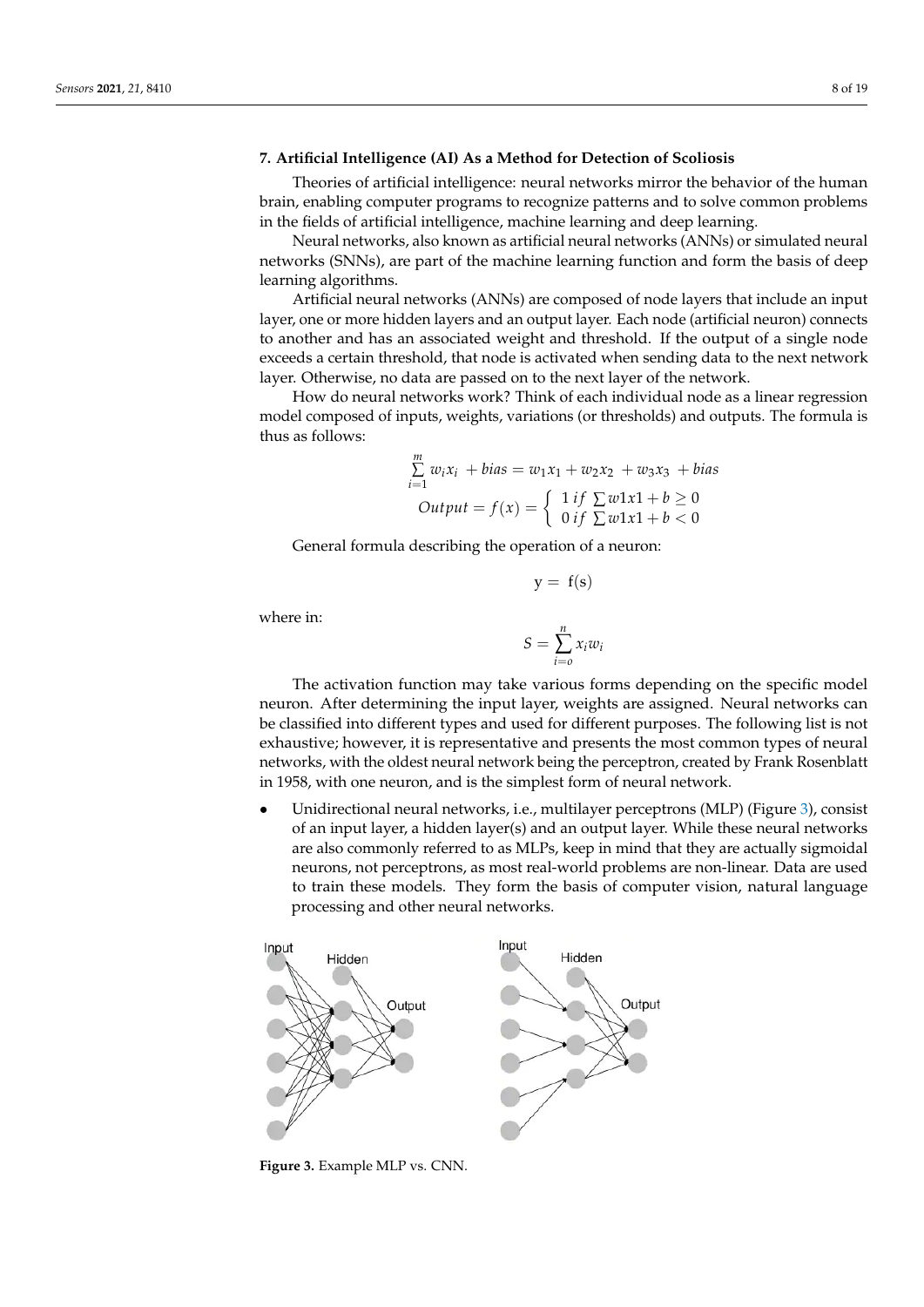## 7. Artificial Intelligence (AI) As a Method for Detection of Scoliosis

Theories of artificial intelligence: neural networks mirror the behavior of the human brain, enabling computer programs to recognize patterns and to solve common problems in the fields of artificial intelligence, machine learning and deep learning.

Neural networks, also known as artificial neural networks (ANNs) or simulated neural networks (SNNs), are part of the machine learning function and form the basis of deep learning algorithms.

Artificial neural networks (ANNs) are composed of node layers that include an input layer, one or more hidden layers and an output layer. Each node (artificial neuron) connects to another and has an associated weight and threshold. If the output of a single node exceeds a certain threshold, that node is activated when sending data to the next network layer. Otherwise, no data are passed on to the next layer of the network.

How do neural networks work? Think of each individual node as a linear regression model composed of inputs, weights, variations (or thresholds) and outputs. The formula is thus as follows:

$$\sum_{i=1}^{m} w_i x_i + bias = w_1 x_1 + w_2 x_2 + w_3 x_3 + bias$$

$$Output = f(x) = \begin{cases} 1 \; if \; \sum w1x1 + b \geq 0 \\ 0 \; if \; \sum w1x1 + b < 0 \end{cases}$$

General formula describing the operation of a neuron:

$$\mathrm{y} = \mathrm{f(s)}$$

where in:

$$S = \sum_{i=o}^{n} x_i w_i$$

The activation function may take various forms depending on the specific model neuron. After determining the input layer, weights are assigned. Neural networks can be classified into different types and used for different purposes. The following list is not exhaustive; however, it is representative and presents the most common types of neural networks, with the oldest neural network being the perceptron, created by Frank Rosenblatt in 1958, with one neuron, and is the simplest form of neural network.

- Unidirectional neural networks, i.e., multilayer perceptrons (MLP) (Figure 3), consist of an input layer, a hidden layer(s) and an output layer. While these neural networks are also commonly referred to as MLPs, keep in mind that they are actually sigmoidal neurons, not perceptrons, as most real-world problems are non-linear. Data are used to train these models. They form the basis of computer vision, natural language processing and other neural networks.

**Figure 3.** Example MLP vs. CNN.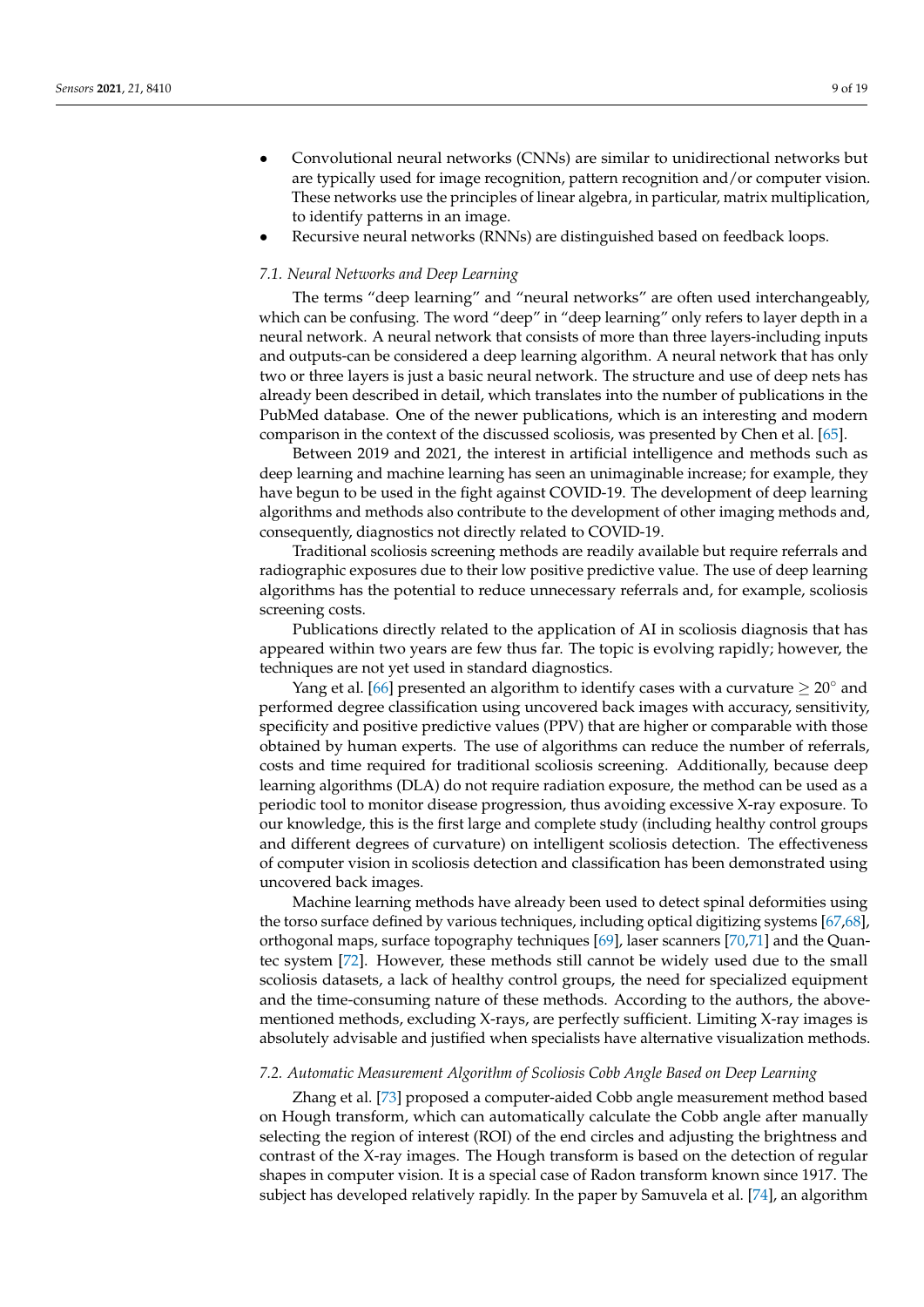- Convolutional neural networks (CNNs) are similar to unidirectional networks but are typically used for image recognition, pattern recognition and/or computer vision. These networks use the principles of linear algebra, in particular, matrix multiplication, to identify patterns in an image.
- Recursive neural networks (RNNs) are distinguished based on feedback loops.

### *7.1. Neural Networks and Deep Learning*

The terms "deep learning" and "neural networks" are often used interchangeably, which can be confusing. The word "deep" in "deep learning" only refers to layer depth in a neural network. A neural network that consists of more than three layers-including inputs and outputs-can be considered a deep learning algorithm. A neural network that has only two or three layers is just a basic neural network. The structure and use of deep nets has already been described in detail, which translates into the number of publications in the PubMed database. One of the newer publications, which is an interesting and modern comparison in the context of the discussed scoliosis, was presented by Chen et al. [65].

Between 2019 and 2021, the interest in artificial intelligence and methods such as deep learning and machine learning has seen an unimaginable increase; for example, they have begun to be used in the fight against COVID-19. The development of deep learning algorithms and methods also contribute to the development of other imaging methods and, consequently, diagnostics not directly related to COVID-19.

Traditional scoliosis screening methods are readily available but require referrals and radiographic exposures due to their low positive predictive value. The use of deep learning algorithms has the potential to reduce unnecessary referrals and, for example, scoliosis screening costs.

Publications directly related to the application of AI in scoliosis diagnosis that has appeared within two years are few thus far. The topic is evolving rapidly; however, the techniques are not yet used in standard diagnostics.

Yang et al. [66] presented an algorithm to identify cases with a curvature $\geq 20^{\circ}$ and performed degree classification using uncovered back images with accuracy, sensitivity, specificity and positive predictive values (PPV) that are higher or comparable with those obtained by human experts. The use of algorithms can reduce the number of referrals, costs and time required for traditional scoliosis screening. Additionally, because deep learning algorithms (DLA) do not require radiation exposure, the method can be used as a periodic tool to monitor disease progression, thus avoiding excessive X-ray exposure. To our knowledge, this is the first large and complete study (including healthy control groups and different degrees of curvature) on intelligent scoliosis detection. The effectiveness of computer vision in scoliosis detection and classification has been demonstrated using uncovered back images.

Machine learning methods have already been used to detect spinal deformities using the torso surface defined by various techniques, including optical digitizing systems [67,68], orthogonal maps, surface topography techniques [69], laser scanners [70,71] and the Quantec system [72]. However, these methods still cannot be widely used due to the small scoliosis datasets, a lack of healthy control groups, the need for specialized equipment and the time-consuming nature of these methods. According to the authors, the above-mentioned methods, excluding X-rays, are perfectly sufficient. Limiting X-ray images is absolutely advisable and justified when specialists have alternative visualization methods.

### *7.2. Automatic Measurement Algorithm of Scoliosis Cobb Angle Based on Deep Learning*

Zhang et al. [73] proposed a computer-aided Cobb angle measurement method based on Hough transform, which can automatically calculate the Cobb angle after manually selecting the region of interest (ROI) of the end circles and adjusting the brightness and contrast of the X-ray images. The Hough transform is based on the detection of regular shapes in computer vision. It is a special case of Radon transform known since 1917. The subject has developed relatively rapidly. In the paper by Samuvela et al. [74], an algorithm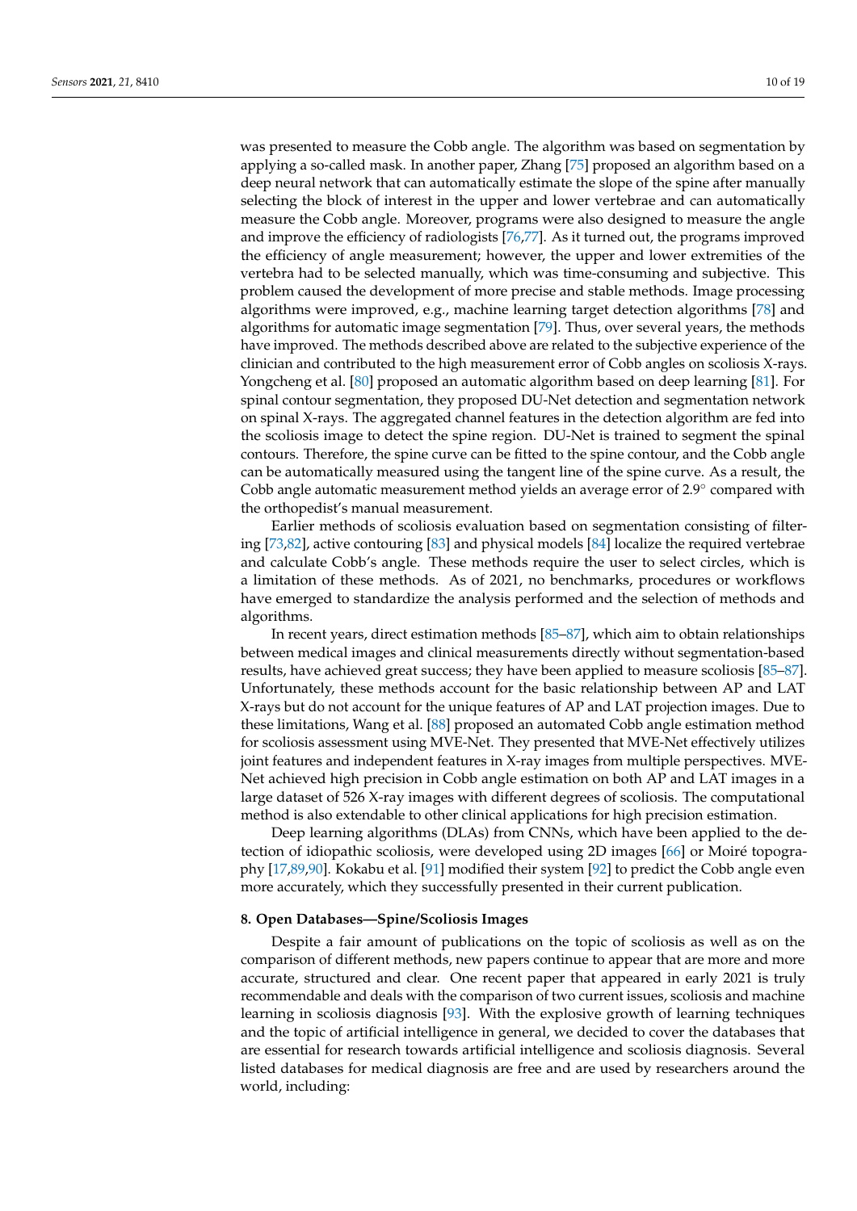was presented to measure the Cobb angle. The algorithm was based on segmentation by applying a so-called mask. In another paper, Zhang [75] proposed an algorithm based on a deep neural network that can automatically estimate the slope of the spine after manually selecting the block of interest in the upper and lower vertebrae and can automatically measure the Cobb angle. Moreover, programs were also designed to measure the angle and improve the efficiency of radiologists [76,77]. As it turned out, the programs improved the efficiency of angle measurement; however, the upper and lower extremities of the vertebra had to be selected manually, which was time-consuming and subjective. This problem caused the development of more precise and stable methods. Image processing algorithms were improved, e.g., machine learning target detection algorithms [78] and algorithms for automatic image segmentation [79]. Thus, over several years, the methods have improved. The methods described above are related to the subjective experience of the clinician and contributed to the high measurement error of Cobb angles on scoliosis X-rays. Yongcheng et al. [80] proposed an automatic algorithm based on deep learning [81]. For spinal contour segmentation, they proposed DU-Net detection and segmentation network on spinal X-rays. The aggregated channel features in the detection algorithm are fed into the scoliosis image to detect the spine region. DU-Net is trained to segment the spinal contours. Therefore, the spine curve can be fitted to the spine contour, and the Cobb angle can be automatically measured using the tangent line of the spine curve. As a result, the Cobb angle automatic measurement method yields an average error of 2.9° compared with the orthopedist's manual measurement.

Earlier methods of scoliosis evaluation based on segmentation consisting of filtering [73,82], active contouring [83] and physical models [84] localize the required vertebrae and calculate Cobb's angle. These methods require the user to select circles, which is a limitation of these methods. As of 2021, no benchmarks, procedures or workflows have emerged to standardize the analysis performed and the selection of methods and algorithms.

In recent years, direct estimation methods [85–87], which aim to obtain relationships between medical images and clinical measurements directly without segmentation-based results, have achieved great success; they have been applied to measure scoliosis [85–87]. Unfortunately, these methods account for the basic relationship between AP and LAT X-rays but do not account for the unique features of AP and LAT projection images. Due to these limitations, Wang et al. [88] proposed an automated Cobb angle estimation method for scoliosis assessment using MVE-Net. They presented that MVE-Net effectively utilizes joint features and independent features in X-ray images from multiple perspectives. MVE-Net achieved high precision in Cobb angle estimation on both AP and LAT images in a large dataset of 526 X-ray images with different degrees of scoliosis. The computational method is also extendable to other clinical applications for high precision estimation.

Deep learning algorithms (DLAs) from CNNs, which have been applied to the detection of idiopathic scoliosis, were developed using 2D images [66] or Moiré topography [17,89,90]. Kokabu et al. [91] modified their system [92] to predict the Cobb angle even more accurately, which they successfully presented in their current publication.

## 8. Open Databases—Spine/Scoliosis Images

Despite a fair amount of publications on the topic of scoliosis as well as on the comparison of different methods, new papers continue to appear that are more and more accurate, structured and clear. One recent paper that appeared in early 2021 is truly recommendable and deals with the comparison of two current issues, scoliosis and machine learning in scoliosis diagnosis [93]. With the explosive growth of learning techniques and the topic of artificial intelligence in general, we decided to cover the databases that are essential for research towards artificial intelligence and scoliosis diagnosis. Several listed databases for medical diagnosis are free and are used by researchers around the world, including: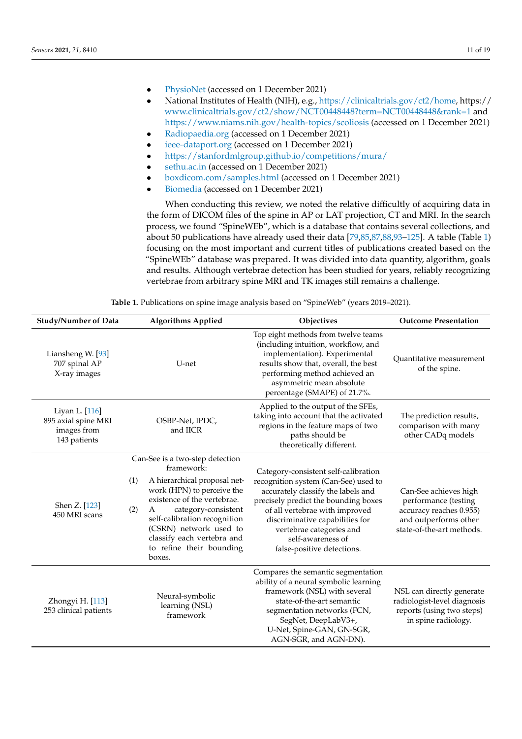- PhysioNet (accessed on 1 December 2021)
- National Institutes of Health (NIH), e.g., https://clinicaltrials.gov/ct2/home, https://www.clinicaltrials.gov/ct2/show/NCT00448448?term=NCT00448448&rank=1 and https://www.niams.nih.gov/health-topics/scoliosis (accessed on 1 December 2021)
- Radiopaedia.org (accessed on 1 December 2021)
- ieee-dataport.org (accessed on 1 December 2021)
- https://stanfordmlgroup.github.io/competitions/mura/
- sethu.ac.in (accessed on 1 December 2021)
- boxdicom.com/samples.html (accessed on 1 December 2021)
- Biomedia (accessed on 1 December 2021)

When conducting this review, we noted the relative difficultly of acquiring data in the form of DICOM files of the spine in AP or LAT projection, CT and MRI. In the search process, we found "SpineWEb", which is a database that contains several collections, and about 50 publications have already used their data [79,85,87,88,93–125]. A table (Table 1) focusing on the most important and current titles of publications created based on the "SpineWEb" database was prepared. It was divided into data quantity, algorithm, goals and results. Although vertebrae detection has been studied for years, reliably recognizing vertebrae from arbitrary spine MRI and TK images still remains a challenge.

**Table 1.** Publications on spine image analysis based on "SpineWeb" (years 2019–2021).

| Study/Number of Data | Algorithms Applied | Objectives | Outcome Presentation |
|---|---|---|---|
| Liansheng W. [93] 707 spinal AP X-ray images | U-net | Top eight methods from twelve teams (including intuition, workflow, and implementation). Experimental results show that, overall, the best performing method achieved an asymmetric mean absolute percentage (SMAPE) of 21.7%. | Quantitative measurement of the spine. |
| Liyan L. [116] 895 axial spine MRI images from 143 patients | OSBP-Net, IPDC, and IICR | Applied to the output of the SFEs, taking into account that the activated regions in the feature maps of two paths should be theoretically different. | The prediction results, comparison with many other CADq models |
| Shen Z. [123] 450 MRI scans | Can-See is a two-step detection framework: (1) A hierarchical proposal network (HPN) to perceive the existence of the vertebrae. (2) A category-consistent self-calibration recognition (CSRN) network used to classify each vertebra and to refine their bounding boxes. | Category-consistent self-calibration recognition system (Can-See) used to accurately classify the labels and precisely predict the bounding boxes of all vertebrae with improved discriminative capabilities for vertebrae categories and self-awareness of false-positive detections. | Can-See achieves high performance (testing accuracy reaches 0.955) and outperforms other state-of-the-art methods. |
| Zhongyi H. [113] 253 clinical patients | Neural-symbolic learning (NSL) framework | Compares the semantic segmentation ability of a neural symbolic learning framework (NSL) with several state-of-the-art semantic segmentation networks (FCN, SegNet, DeepLabV3+, U-Net, Spine-GAN, GN-SGR, AGN-SGR, and AGN-DN). | NSL can directly generate radiologist-level diagnosis reports (using two steps) in spine radiology. |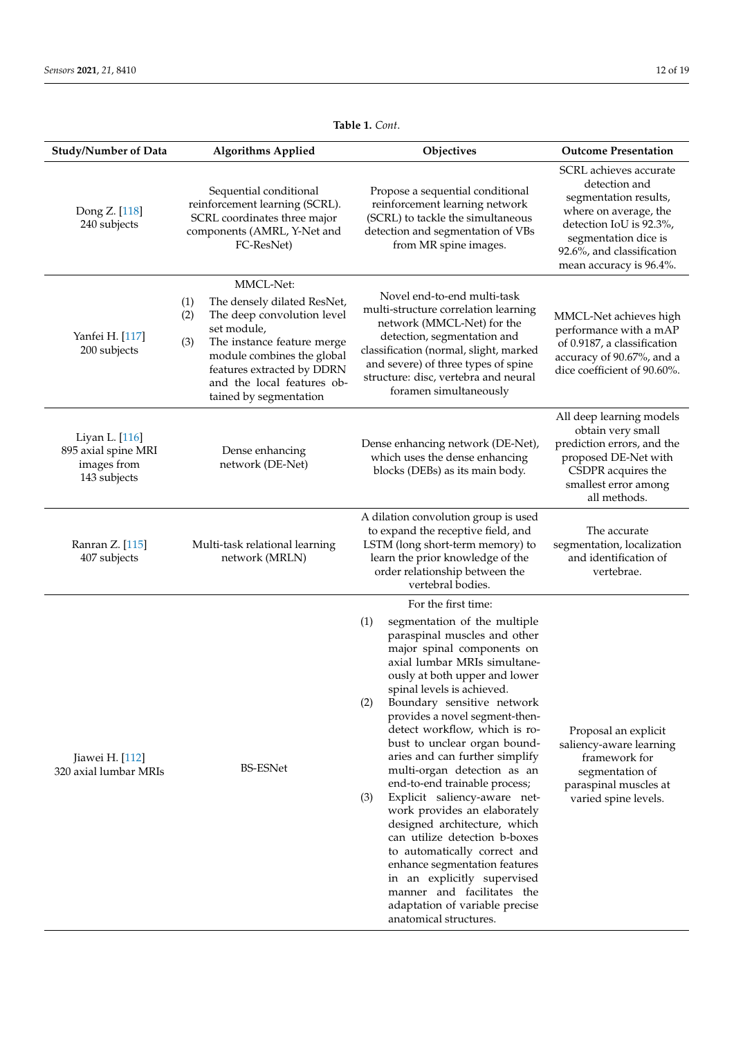**Table 1.** *Cont.*

| Study/Number of Data | Algorithms Applied | Objectives | Outcome Presentation |
|---|---|---|---|
| Dong Z. [118] 240 subjects | Sequential conditional reinforcement learning (SCRL). SCRL coordinates three major components (AMRL, Y-Net and FC-ResNet) | Propose a sequential conditional reinforcement learning network (SCRL) to tackle the simultaneous detection and segmentation of VBs from MR spine images. | SCRL achieves accurate detection and segmentation results, where on average, the detection IoU is 92.3%, segmentation dice is 92.6%, and classification mean accuracy is 96.4%. |
| Yanfei H. [117] 200 subjects | MMCL-Net: (1) The densely dilated ResNet, (2) The deep convolution level set module, (3) The instance feature merge module combines the global features extracted by DDRN and the local features obtained by segmentation | Novel end-to-end multi-task multi-structure correlation learning network (MMCL-Net) for the detection, segmentation and classification (normal, slight, marked and severe) of three types of spine structure: disc, vertebra and neural foramen simultaneously | MMCL-Net achieves high performance with a mAP of 0.9187, a classification accuracy of 90.67%, and a dice coefficient of 90.60%. |
| Liyan L. [116] 895 axial spine MRI images from 143 subjects | Dense enhancing network (DE-Net) | Dense enhancing network (DE-Net), which uses the dense enhancing blocks (DEBs) as its main body. | All deep learning models obtain very small prediction errors, and the proposed DE-Net with CSDPR acquires the smallest error among all methods. |
| Ranran Z. [115] 407 subjects | Multi-task relational learning network (MRLN) | A dilation convolution group is used to expand the receptive field, and LSTM (long short-term memory) to learn the prior knowledge of the order relationship between the vertebral bodies. | The accurate segmentation, localization and identification of vertebrae. |
| Jiawei H. [112] 320 axial lumbar MRIs | BS-ESNet | For the first time: (1) segmentation of the multiple paraspinal muscles and other major spinal components on axial lumbar MRIs simultaneously at both upper and lower spinal levels is achieved. (2) Boundary sensitive network provides a novel segment-then-detect workflow, which is robust to unclear organ boundaries and can further simplify multi-organ detection as an end-to-end trainable process; (3) Explicit saliency-aware network provides an elaborately designed architecture, which can utilize detection b-boxes to automatically correct and enhance segmentation features in an explicitly supervised manner and facilitates the adaptation of variable precise anatomical structures. | Proposal an explicit saliency-aware learning framework for segmentation of paraspinal muscles at varied spine levels. |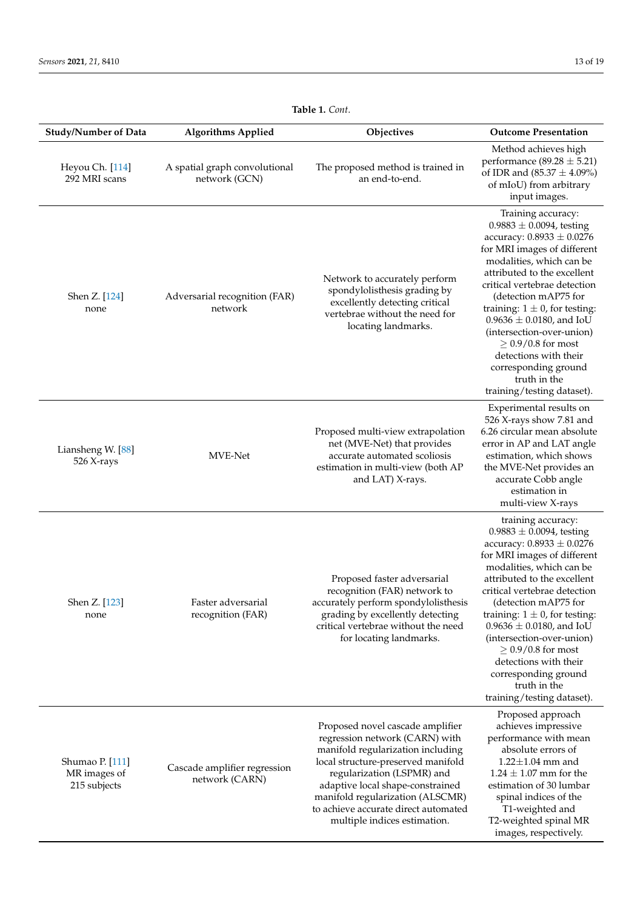**Table 1.** *Cont.*

| Study/Number of Data | Algorithms Applied | Objectives | Outcome Presentation |
|---|---|---|---|
| Heyou Ch. [114] 292 MRI scans | A spatial graph convolutional network (GCN) | The proposed method is trained in an end-to-end. | Method achieves high performance (89.28 ± 5.21) of IDR and (85.37 ± 4.09%) of mIoU) from arbitrary input images. |
| Shen Z. [124] none | Adversarial recognition (FAR) network | Network to accurately perform spondylolisthesis grading by excellently detecting critical vertebrae without the need for locating landmarks. | Training accuracy: 0.9883 ± 0.0094, testing accuracy: 0.8933 ± 0.0276 for MRI images of different modalities, which can be attributed to the excellent critical vertebrae detection (detection mAP75 for training: 1 ± 0, for testing: 0.9636 ± 0.0180, and IoU (intersection-over-union) ≥ 0.9/0.8 for most detections with their corresponding ground truth in the training/testing dataset). |
| Liansheng W. [88] 526 X-rays | MVE-Net | Proposed multi-view extrapolation net (MVE-Net) that provides accurate automated scoliosis estimation in multi-view (both AP and LAT) X-rays. | Experimental results on 526 X-rays show 7.81 and 6.26 circular mean absolute error in AP and LAT angle estimation, which shows the MVE-Net provides an accurate Cobb angle estimation in multi-view X-rays |
| Shen Z. [123] none | Faster adversarial recognition (FAR) | Proposed faster adversarial recognition (FAR) network to accurately perform spondylolisthesis grading by excellently detecting critical vertebrae without the need for locating landmarks. | training accuracy: 0.9883 ± 0.0094, testing accuracy: 0.8933 ± 0.0276 for MRI images of different modalities, which can be attributed to the excellent critical vertebrae detection (detection mAP75 for training: 1 ± 0, for testing: 0.9636 ± 0.0180, and IoU (intersection-over-union) ≥ 0.9/0.8 for most detections with their corresponding ground truth in the training/testing dataset). |
| Shumao P. [111] MR images of 215 subjects | Cascade amplifier regression network (CARN) | Proposed novel cascade amplifier regression network (CARN) with manifold regularization including local structure-preserved manifold regularization (LSPMR) and adaptive local shape-constrained manifold regularization (ALSCMR) to achieve accurate direct automated multiple indices estimation. | Proposed approach achieves impressive performance with mean absolute errors of 1.22±1.04 mm and 1.24 ± 1.07 mm for the estimation of 30 lumbar spinal indices of the T1-weighted and T2-weighted spinal MR images, respectively. |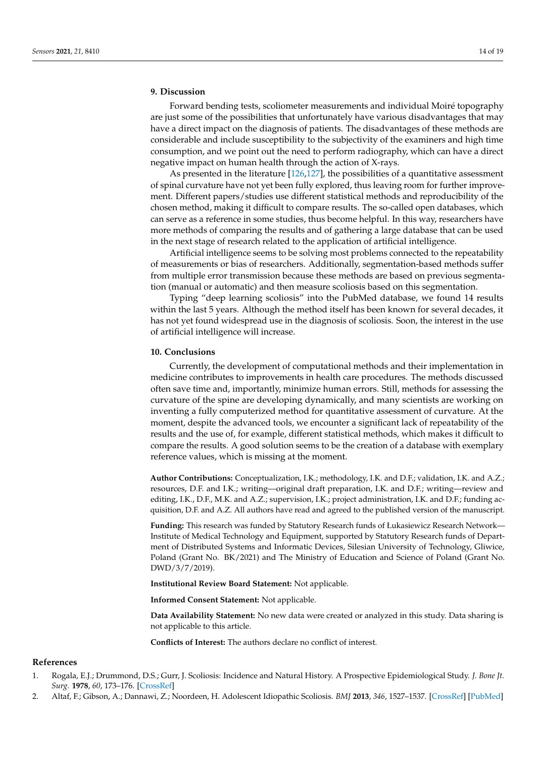## 9. Discussion

Forward bending tests, scoliometer measurements and individual Moiré topography are just some of the possibilities that unfortunately have various disadvantages that may have a direct impact on the diagnosis of patients. The disadvantages of these methods are considerable and include susceptibility to the subjectivity of the examiners and high time consumption, and we point out the need to perform radiography, which can have a direct negative impact on human health through the action of X-rays.

As presented in the literature [126,127], the possibilities of a quantitative assessment of spinal curvature have not yet been fully explored, thus leaving room for further improvement. Different papers/studies use different statistical methods and reproducibility of the chosen method, making it difficult to compare results. The so-called open databases, which can serve as a reference in some studies, thus become helpful. In this way, researchers have more methods of comparing the results and of gathering a large database that can be used in the next stage of research related to the application of artificial intelligence.

Artificial intelligence seems to be solving most problems connected to the repeatability of measurements or bias of researchers. Additionally, segmentation-based methods suffer from multiple error transmission because these methods are based on previous segmentation (manual or automatic) and then measure scoliosis based on this segmentation.

Typing "deep learning scoliosis" into the PubMed database, we found 14 results within the last 5 years. Although the method itself has been known for several decades, it has not yet found widespread use in the diagnosis of scoliosis. Soon, the interest in the use of artificial intelligence will increase.

## 10. Conclusions

Currently, the development of computational methods and their implementation in medicine contributes to improvements in health care procedures. The methods discussed often save time and, importantly, minimize human errors. Still, methods for assessing the curvature of the spine are developing dynamically, and many scientists are working on inventing a fully computerized method for quantitative assessment of curvature. At the moment, despite the advanced tools, we encounter a significant lack of repeatability of the results and the use of, for example, different statistical methods, which makes it difficult to compare the results. A good solution seems to be the creation of a database with exemplary reference values, which is missing at the moment.

**Author Contributions:** Conceptualization, I.K.; methodology, I.K. and D.F.; validation, I.K. and A.Z.; resources, D.F. and I.K.; writing—original draft preparation, I.K. and D.F.; writing—review and editing, I.K., D.F., M.K. and A.Z.; supervision, I.K.; project administration, I.K. and D.F.; funding acquisition, D.F. and A.Z. All authors have read and agreed to the published version of the manuscript.

**Funding:** This research was funded by Statutory Research funds of Łukasiewicz Research Network—Institute of Medical Technology and Equipment, supported by Statutory Research funds of Department of Distributed Systems and Informatic Devices, Silesian University of Technology, Gliwice, Poland (Grant No. BK/2021) and The Ministry of Education and Science of Poland (Grant No. DWD/3/7/2019).

**Institutional Review Board Statement:** Not applicable.

**Informed Consent Statement:** Not applicable.

**Data Availability Statement:** No new data were created or analyzed in this study. Data sharing is not applicable to this article.

**Conflicts of Interest:** The authors declare no conflict of interest.

## References

1. Rogala, E.J.; Drummond, D.S.; Gurr, J. Scoliosis: Incidence and Natural History. A Prospective Epidemiological Study. *J. Bone Jt. Surg.* **1978**, *60*, 173–176. [CrossRef]
2. Altaf, F.; Gibson, A.; Dannawi, Z.; Noordeen, H. Adolescent Idiopathic Scoliosis. *BMJ* **2013**, *346*, 1527–1537. [CrossRef] [PubMed]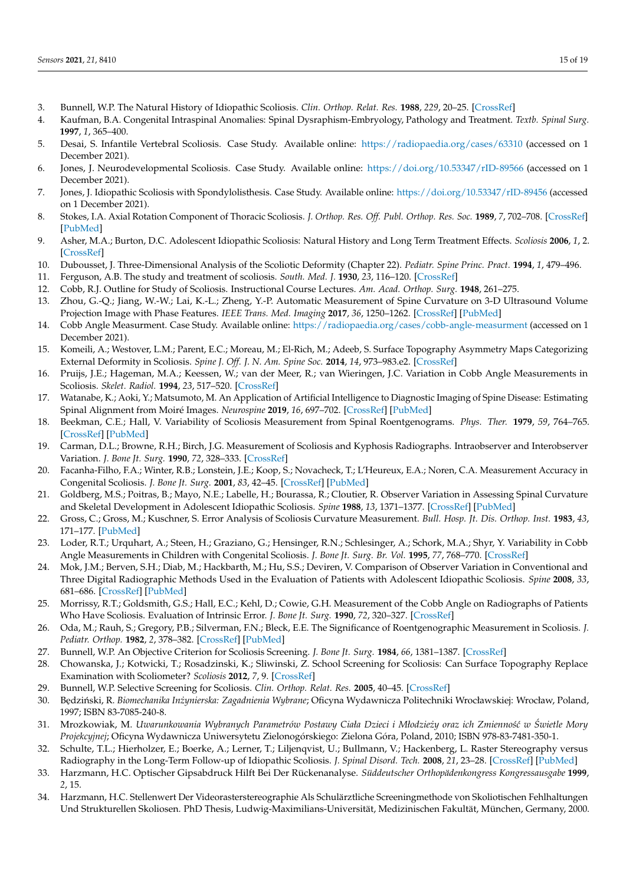3. Bunnell, W.P. The Natural History of Idiopathic Scoliosis. *Clin. Orthop. Relat. Res.* **1988**, *229*, 20–25. [CrossRef]
4. Kaufman, B.A. Congenital Intraspinal Anomalies: Spinal Dysraphism-Embryology, Pathology and Treatment. *Textb. Spinal Surg.* **1997**, *1*, 365–400.
5. Desai, S. Infantile Vertebral Scoliosis. Case Study. Available online: https://radiopaedia.org/cases/63310 (accessed on 1 December 2021).
6. Jones, J. Neurodevelopmental Scoliosis. Case Study. Available online: https://doi.org/10.53347/rID-89566 (accessed on 1 December 2021).
7. Jones, J. Idiopathic Scoliosis with Spondylolisthesis. Case Study. Available online: https://doi.org/10.53347/rID-89456 (accessed on 1 December 2021).
8. Stokes, I.A. Axial Rotation Component of Thoracic Scoliosis. *J. Orthop. Res. Off. Publ. Orthop. Res. Soc.* **1989**, *7*, 702–708. [CrossRef] [PubMed]
9. Asher, M.A.; Burton, D.C. Adolescent Idiopathic Scoliosis: Natural History and Long Term Treatment Effects. *Scoliosis* **2006**, *1*, 2. [CrossRef]
10. Dubousset, J. Three-Dimensional Analysis of the Scoliotic Deformity (Chapter 22). *Pediatr. Spine Princ. Pract.* **1994**, *1*, 479–496.
11. Ferguson, A.B. The study and treatment of scoliosis. *South. Med. J.* **1930**, *23*, 116–120. [CrossRef]
12. Cobb, R.J. Outline for Study of Scoliosis. Instructional Course Lectures. *Am. Acad. Orthop. Surg.* **1948**, 261–275.
13. Zhou, G.-Q.; Jiang, W.-W.; Lai, K.-L.; Zheng, Y.-P. Automatic Measurement of Spine Curvature on 3-D Ultrasound Volume Projection Image with Phase Features. *IEEE Trans. Med. Imaging* **2017**, *36*, 1250–1262. [CrossRef] [PubMed]
14. Cobb Angle Measurment. Case Study. Available online: https://radiopaedia.org/cases/cobb-angle-measurment (accessed on 1 December 2021).
15. Komeili, A.; Westover, L.M.; Parent, E.C.; Moreau, M.; El-Rich, M.; Adeeb, S. Surface Topography Asymmetry Maps Categorizing External Deformity in Scoliosis. *Spine J. Off. J. N. Am. Spine Soc.* **2014**, *14*, 973–983.e2. [CrossRef]
16. Pruijs, J.E.; Hageman, M.A.; Keessen, W.; van der Meer, R.; van Wieringen, J.C. Variation in Cobb Angle Measurements in Scoliosis. *Skelet. Radiol.* **1994**, *23*, 517–520. [CrossRef]
17. Watanabe, K.; Aoki, Y.; Matsumoto, M. An Application of Artificial Intelligence to Diagnostic Imaging of Spine Disease: Estimating Spinal Alignment from Moiré Images. *Neurospine* **2019**, *16*, 697–702. [CrossRef] [PubMed]
18. Beekman, C.E.; Hall, V. Variability of Scoliosis Measurement from Spinal Roentgenograms. *Phys. Ther.* **1979**, *59*, 764–765. [CrossRef] [PubMed]
19. Carman, D.L.; Browne, R.H.; Birch, J.G. Measurement of Scoliosis and Kyphosis Radiographs. Intraobserver and Interobserver Variation. *J. Bone Jt. Surg.* **1990**, *72*, 328–333. [CrossRef]
20. Facanha-Filho, F.A.; Winter, R.B.; Lonstein, J.E.; Koop, S.; Novacheck, T.; L'Heureux, E.A.; Noren, C.A. Measurement Accuracy in Congenital Scoliosis. *J. Bone Jt. Surg.* **2001**, *83*, 42–45. [CrossRef] [PubMed]
21. Goldberg, M.S.; Poitras, B.; Mayo, N.E.; Labelle, H.; Bourassa, R.; Cloutier, R. Observer Variation in Assessing Spinal Curvature and Skeletal Development in Adolescent Idiopathic Scoliosis. *Spine* **1988**, *13*, 1371–1377. [CrossRef] [PubMed]
22. Gross, C.; Gross, M.; Kuschner, S. Error Analysis of Scoliosis Curvature Measurement. *Bull. Hosp. Jt. Dis. Orthop. Inst.* **1983**, *43*, 171–177. [PubMed]
23. Loder, R.T.; Urquhart, A.; Steen, H.; Graziano, G.; Hensinger, R.N.; Schlesinger, A.; Schork, M.A.; Shyr, Y. Variability in Cobb Angle Measurements in Children with Congenital Scoliosis. *J. Bone Jt. Surg. Br. Vol.* **1995**, *77*, 768–770. [CrossRef]
24. Mok, J.M.; Berven, S.H.; Diab, M.; Hackbarth, M.; Hu, S.S.; Deviren, V. Comparison of Observer Variation in Conventional and Three Digital Radiographic Methods Used in the Evaluation of Patients with Adolescent Idiopathic Scoliosis. *Spine* **2008**, *33*, 681–686. [CrossRef] [PubMed]
25. Morrissy, R.T.; Goldsmith, G.S.; Hall, E.C.; Kehl, D.; Cowie, G.H. Measurement of the Cobb Angle on Radiographs of Patients Who Have Scoliosis. Evaluation of Intrinsic Error. *J. Bone Jt. Surg.* **1990**, *72*, 320–327. [CrossRef]
26. Oda, M.; Rauh, S.; Gregory, P.B.; Silverman, F.N.; Bleck, E.E. The Significance of Roentgenographic Measurement in Scoliosis. *J. Pediatr. Orthop.* **1982**, *2*, 378–382. [CrossRef] [PubMed]
27. Bunnell, W.P. An Objective Criterion for Scoliosis Screening. *J. Bone Jt. Surg.* **1984**, *66*, 1381–1387. [CrossRef]
28. Chowanska, J.; Kotwicki, T.; Rosadzinski, K.; Sliwinski, Z. School Screening for Scoliosis: Can Surface Topography Replace Examination with Scoliometer? *Scoliosis* **2012**, *7*, 9. [CrossRef]
29. Bunnell, W.P. Selective Screening for Scoliosis. *Clin. Orthop. Relat. Res.* **2005**, 40–45. [CrossRef]
30. Będziński, R. *Biomechanika Inżynierska: Zagadnienia Wybrane*; Oficyna Wydawnicza Politechniki Wrocławskiej: Wrocław, Poland, 1997; ISBN 83-7085-240-8.
31. Mrozkowiak, M. *Uwarunkowania Wybranych Parametrów Postawy Ciała Dzieci i Młodzieży oraz ich Zmienność w Świetle Mory Projekcyjnej*; Oficyna Wydawnicza Uniwersytetu Zielonogórskiego: Zielona Góra, Poland, 2010; ISBN 978-83-7481-350-1.
32. Schulte, T.L.; Hierholzer, E.; Boerke, A.; Lerner, T.; Liljenqvist, U.; Bullmann, V.; Hackenberg, L. Raster Stereography versus Radiography in the Long-Term Follow-up of Idiopathic Scoliosis. *J. Spinal Disord. Tech.* **2008**, *21*, 23–28. [CrossRef] [PubMed]
33. Harzmann, H.C. Optischer Gipsabdruck Hilft Bei Der Rückenanalyse. *Süddeutscher Orthopädenkongress Kongressausgabe* **1999**, *2*, 15.
34. Harzmann, H.C. Stellenwert Der Videorasterstereographie Als Schulärztliche Screeningmethode von Skoliotischen Fehlhaltungen Und Strukturellen Skoliosen. PhD Thesis, Ludwig-Maximilians-Universität, Medizinischen Fakultät, München, Germany, 2000.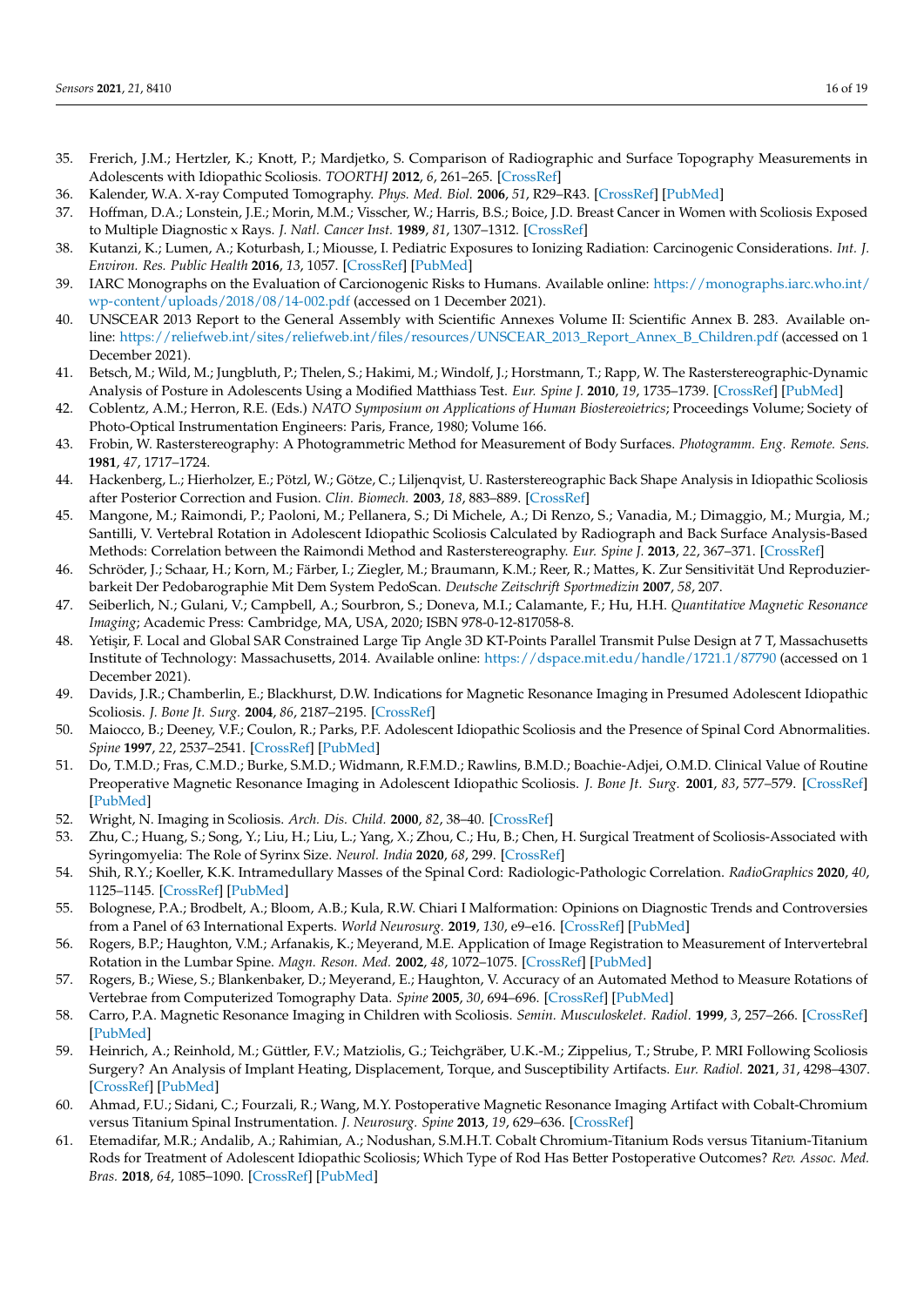35. Frerich, J.M.; Hertzler, K.; Knott, P.; Mardjetko, S. Comparison of Radiographic and Surface Topography Measurements in Adolescents with Idiopathic Scoliosis. *TOORTHJ* **2012**, *6*, 261–265. [CrossRef]
36. Kalender, W.A. X-ray Computed Tomography. *Phys. Med. Biol.* **2006**, *51*, R29–R43. [CrossRef] [PubMed]
37. Hoffman, D.A.; Lonstein, J.E.; Morin, M.M.; Visscher, W.; Harris, B.S.; Boice, J.D. Breast Cancer in Women with Scoliosis Exposed to Multiple Diagnostic x Rays. *J. Natl. Cancer Inst.* **1989**, *81*, 1307–1312. [CrossRef]
38. Kutanzi, K.; Lumen, A.; Koturbash, I.; Miousse, I. Pediatric Exposures to Ionizing Radiation: Carcinogenic Considerations. *Int. J. Environ. Res. Public Health* **2016**, *13*, 1057. [CrossRef] [PubMed]
39. IARC Monographs on the Evaluation of Carcionogenic Risks to Humans. Available online: https://monographs.iarc.who.int/wp-content/uploads/2018/08/14-002.pdf (accessed on 1 December 2021).
40. UNSCEAR 2013 Report to the General Assembly with Scientific Annexes Volume II: Scientific Annex B. 283. Available online: https://reliefweb.int/sites/reliefweb.int/files/resources/UNSCEAR_2013_Report_Annex_B_Children.pdf (accessed on 1 December 2021).
41. Betsch, M.; Wild, M.; Jungbluth, P.; Thelen, S.; Hakimi, M.; Windolf, J.; Horstmann, T.; Rapp, W. The Rasterstereographic-Dynamic Analysis of Posture in Adolescents Using a Modified Matthiass Test. *Eur. Spine J.* **2010**, *19*, 1735–1739. [CrossRef] [PubMed]
42. Coblentz, A.M.; Herron, R.E. (Eds.) *NATO Symposium on Applications of Human Biostereoietrics*; Proceedings Volume; Society of Photo-Optical Instrumentation Engineers: Paris, France, 1980; Volume 166.
43. Frobin, W. Rasterstereography: A Photogrammetric Method for Measurement of Body Surfaces. *Photogramm. Eng. Remote. Sens.* **1981**, *47*, 1717–1724.
44. Hackenberg, L.; Hierholzer, E.; Pötzl, W.; Götze, C.; Liljenqvist, U. Rasterstereographic Back Shape Analysis in Idiopathic Scoliosis after Posterior Correction and Fusion. *Clin. Biomech.* **2003**, *18*, 883–889. [CrossRef]
45. Mangone, M.; Raimondi, P.; Paoloni, M.; Pellanera, S.; Di Michele, A.; Di Renzo, S.; Vanadia, M.; Dimaggio, M.; Murgia, M.; Santilli, V. Vertebral Rotation in Adolescent Idiopathic Scoliosis Calculated by Radiograph and Back Surface Analysis-Based Methods: Correlation between the Raimondi Method and Rasterstereography. *Eur. Spine J.* **2013**, *22*, 367–371. [CrossRef]
46. Schröder, J.; Schaar, H.; Korn, M.; Färber, I.; Ziegler, M.; Braumann, K.M.; Reer, R.; Mattes, K. Zur Sensitivität Und Reproduzierbarkeit Der Pedobarographie Mit Dem System PedoScan. *Deutsche Zeitschrift Sportmedizin* **2007**, *58*, 207.
47. Seiberlich, N.; Gulani, V.; Campbell, A.; Sourbron, S.; Doneva, M.I.; Calamante, F.; Hu, H.H. *Quantitative Magnetic Resonance Imaging*; Academic Press: Cambridge, MA, USA, 2020; ISBN 978-0-12-817058-8.
48. Yetişir, F. Local and Global SAR Constrained Large Tip Angle 3D KT-Points Parallel Transmit Pulse Design at 7 T, Massachusetts Institute of Technology: Massachusetts, 2014. Available online: https://dspace.mit.edu/handle/1721.1/87790 (accessed on 1 December 2021).
49. Davids, J.R.; Chamberlin, E.; Blackhurst, D.W. Indications for Magnetic Resonance Imaging in Presumed Adolescent Idiopathic Scoliosis. *J. Bone Jt. Surg.* **2004**, *86*, 2187–2195. [CrossRef]
50. Maiocco, B.; Deeney, V.F.; Coulon, R.; Parks, P.F. Adolescent Idiopathic Scoliosis and the Presence of Spinal Cord Abnormalities. *Spine* **1997**, *22*, 2537–2541. [CrossRef] [PubMed]
51. Do, T.M.D.; Fras, C.M.D.; Burke, S.M.D.; Widmann, R.F.M.D.; Rawlins, B.M.D.; Boachie-Adjei, O.M.D. Clinical Value of Routine Preoperative Magnetic Resonance Imaging in Adolescent Idiopathic Scoliosis. *J. Bone Jt. Surg.* **2001**, *83*, 577–579. [CrossRef] [PubMed]
52. Wright, N. Imaging in Scoliosis. *Arch. Dis. Child.* **2000**, *82*, 38–40. [CrossRef]
53. Zhu, C.; Huang, S.; Song, Y.; Liu, H.; Liu, L.; Yang, X.; Zhou, C.; Hu, B.; Chen, H. Surgical Treatment of Scoliosis-Associated with Syringomyelia: The Role of Syrinx Size. *Neurol. India* **2020**, *68*, 299. [CrossRef]
54. Shih, R.Y.; Koeller, K.K. Intramedullary Masses of the Spinal Cord: Radiologic-Pathologic Correlation. *RadioGraphics* **2020**, *40*, 1125–1145. [CrossRef] [PubMed]
55. Bolognese, P.A.; Brodbelt, A.; Bloom, A.B.; Kula, R.W. Chiari I Malformation: Opinions on Diagnostic Trends and Controversies from a Panel of 63 International Experts. *World Neurosurg.* **2019**, *130*, e9–e16. [CrossRef] [PubMed]
56. Rogers, B.P.; Haughton, V.M.; Arfanakis, K.; Meyerand, M.E. Application of Image Registration to Measurement of Intervertebral Rotation in the Lumbar Spine. *Magn. Reson. Med.* **2002**, *48*, 1072–1075. [CrossRef] [PubMed]
57. Rogers, B.; Wiese, S.; Blankenbaker, D.; Meyerand, E.; Haughton, V. Accuracy of an Automated Method to Measure Rotations of Vertebrae from Computerized Tomography Data. *Spine* **2005**, *30*, 694–696. [CrossRef] [PubMed]
58. Carro, P.A. Magnetic Resonance Imaging in Children with Scoliosis. *Semin. Musculoskelet. Radiol.* **1999**, *3*, 257–266. [CrossRef] [PubMed]
59. Heinrich, A.; Reinhold, M.; Güttler, F.V.; Matziolis, G.; Teichgräber, U.K.-M.; Zippelius, T.; Strube, P. MRI Following Scoliosis Surgery? An Analysis of Implant Heating, Displacement, Torque, and Susceptibility Artifacts. *Eur. Radiol.* **2021**, *31*, 4298–4307. [CrossRef] [PubMed]
60. Ahmad, F.U.; Sidani, C.; Fourzali, R.; Wang, M.Y. Postoperative Magnetic Resonance Imaging Artifact with Cobalt-Chromium versus Titanium Spinal Instrumentation. *J. Neurosurg. Spine* **2013**, *19*, 629–636. [CrossRef]
61. Etemadifar, M.R.; Andalib, A.; Rahimian, A.; Nodushan, S.M.H.T. Cobalt Chromium-Titanium Rods versus Titanium-Titanium Rods for Treatment of Adolescent Idiopathic Scoliosis; Which Type of Rod Has Better Postoperative Outcomes? *Rev. Assoc. Med. Bras.* **2018**, *64*, 1085–1090. [CrossRef] [PubMed]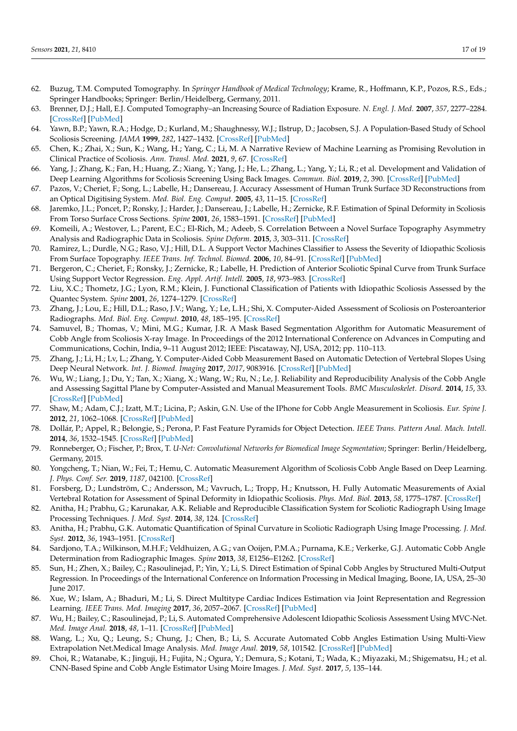62. Buzug, T.M. Computed Tomography. In *Springer Handbook of Medical Technology*; Krame, R., Hoffmann, K.P., Pozos, R.S., Eds.; Springer Handbooks; Springer: Berlin/Heidelberg, Germany, 2011.
63. Brenner, D.J.; Hall, E.J. Computed Tomography–an Increasing Source of Radiation Exposure. *N. Engl. J. Med.* **2007**, *357*, 2277–2284. [CrossRef] [PubMed]
64. Yawn, B.P.; Yawn, R.A.; Hodge, D.; Kurland, M.; Shaughnessy, W.J.; Ilstrup, D.; Jacobsen, S.J. A Population-Based Study of School Scoliosis Screening. *JAMA* **1999**, *282*, 1427–1432. [CrossRef] [PubMed]
65. Chen, K.; Zhai, X.; Sun, K.; Wang, H.; Yang, C.; Li, M. A Narrative Review of Machine Learning as Promising Revolution in Clinical Practice of Scoliosis. *Ann. Transl. Med.* **2021**, *9*, 67. [CrossRef]
66. Yang, J.; Zhang, K.; Fan, H.; Huang, Z.; Xiang, Y.; Yang, J.; He, L.; Zhang, L.; Yang, Y.; Li, R.; et al. Development and Validation of Deep Learning Algorithms for Scoliosis Screening Using Back Images. *Commun. Biol.* **2019**, *2*, 390. [CrossRef] [PubMed]
67. Pazos, V.; Cheriet, F.; Song, L.; Labelle, H.; Dansereau, J. Accuracy Assessment of Human Trunk Surface 3D Reconstructions from an Optical Digitising System. *Med. Biol. Eng. Comput.* **2005**, *43*, 11–15. [CrossRef]
68. Jaremko, J.L.; Poncet, P.; Ronsky, J.; Harder, J.; Dansereau, J.; Labelle, H.; Zernicke, R.F. Estimation of Spinal Deformity in Scoliosis From Torso Surface Cross Sections. *Spine* **2001**, *26*, 1583–1591. [CrossRef] [PubMed]
69. Komeili, A.; Westover, L.; Parent, E.C.; El-Rich, M.; Adeeb, S. Correlation Between a Novel Surface Topography Asymmetry Analysis and Radiographic Data in Scoliosis. *Spine Deform.* **2015**, *3*, 303–311. [CrossRef]
70. Ramirez, L.; Durdle, N.G.; Raso, V.J.; Hill, D.L. A Support Vector Machines Classifier to Assess the Severity of Idiopathic Scoliosis From Surface Topography. *IEEE Trans. Inf. Technol. Biomed.* **2006**, *10*, 84–91. [CrossRef] [PubMed]
71. Bergeron, C.; Cheriet, F.; Ronsky, J.; Zernicke, R.; Labelle, H. Prediction of Anterior Scoliotic Spinal Curve from Trunk Surface Using Support Vector Regression. *Eng. Appl. Artif. Intell.* **2005**, *18*, 973–983. [CrossRef]
72. Liu, X.C.; Thometz, J.G.; Lyon, R.M.; Klein, J. Functional Classification of Patients with Idiopathic Scoliosis Assessed by the Quantec System. *Spine* **2001**, *26*, 1274–1279. [CrossRef]
73. Zhang, J.; Lou, E.; Hill, D.L.; Raso, J.V.; Wang, Y.; Le, L.H.; Shi, X. Computer-Aided Assessment of Scoliosis on Posteroanterior Radiographs. *Med. Biol. Eng. Comput.* **2010**, *48*, 185–195. [CrossRef]
74. Samuvel, B.; Thomas, V.; Mini, M.G.; Kumar, J.R. A Mask Based Segmentation Algorithm for Automatic Measurement of Cobb Angle from Scoliosis X-ray Image. In Proceedings of the 2012 International Conference on Advances in Computing and Communications, Cochin, India, 9–11 August 2012; IEEE: Piscataway, NJ, USA, 2012; pp. 110–113.
75. Zhang, J.; Li, H.; Lv, L.; Zhang, Y. Computer-Aided Cobb Measurement Based on Automatic Detection of Vertebral Slopes Using Deep Neural Network. *Int. J. Biomed. Imaging* **2017**, *2017*, 9083916. [CrossRef] [PubMed]
76. Wu, W.; Liang, J.; Du, Y.; Tan, X.; Xiang, X.; Wang, W.; Ru, N.; Le, J. Reliability and Reproducibility Analysis of the Cobb Angle and Assessing Sagittal Plane by Computer-Assisted and Manual Measurement Tools. *BMC Musculoskelet. Disord.* **2014**, *15*, 33. [CrossRef] [PubMed]
77. Shaw, M.; Adam, C.J.; Izatt, M.T.; Licina, P.; Askin, G.N. Use of the IPhone for Cobb Angle Measurement in Scoliosis. *Eur. Spine J.* **2012**, *21*, 1062–1068. [CrossRef] [PubMed]
78. Dollár, P.; Appel, R.; Belongie, S.; Perona, P. Fast Feature Pyramids for Object Detection. *IEEE Trans. Pattern Anal. Mach. Intell.* **2014**, *36*, 1532–1545. [CrossRef] [PubMed]
79. Ronneberger, O.; Fischer, P.; Brox, T. *U-Net: Convolutional Networks for Biomedical Image Segmentation*; Springer: Berlin/Heidelberg, Germany, 2015.
80. Yongcheng, T.; Nian, W.; Fei, T.; Hemu, C. Automatic Measurement Algorithm of Scoliosis Cobb Angle Based on Deep Learning. *J. Phys. Conf. Ser.* **2019**, *1187*, 042100. [CrossRef]
81. Forsberg, D.; Lundström, C.; Andersson, M.; Vavruch, L.; Tropp, H.; Knutsson, H. Fully Automatic Measurements of Axial Vertebral Rotation for Assessment of Spinal Deformity in Idiopathic Scoliosis. *Phys. Med. Biol.* **2013**, *58*, 1775–1787. [CrossRef]
82. Anitha, H.; Prabhu, G.; Karunakar, A.K. Reliable and Reproducible Classification System for Scoliotic Radiograph Using Image Processing Techniques. *J. Med. Syst.* **2014**, *38*, 124. [CrossRef]
83. Anitha, H.; Prabhu, G.K. Automatic Quantification of Spinal Curvature in Scoliotic Radiograph Using Image Processing. *J. Med. Syst.* **2012**, *36*, 1943–1951. [CrossRef]
84. Sardjono, T.A.; Wilkinson, M.H.F.; Veldhuizen, A.G.; van Ooijen, P.M.A.; Purnama, K.E.; Verkerke, G.J. Automatic Cobb Angle Determination from Radiographic Images. *Spine* **2013**, *38*, E1256–E1262. [CrossRef]
85. Sun, H.; Zhen, X.; Bailey, C.; Rasoulinejad, P.; Yin, Y.; Li, S. Direct Estimation of Spinal Cobb Angles by Structured Multi-Output Regression. In Proceedings of the International Conference on Information Processing in Medical Imaging, Boone, IA, USA, 25–30 June 2017.
86. Xue, W.; Islam, A.; Bhaduri, M.; Li, S. Direct Multitype Cardiac Indices Estimation via Joint Representation and Regression Learning. *IEEE Trans. Med. Imaging* **2017**, *36*, 2057–2067. [CrossRef] [PubMed]
87. Wu, H.; Bailey, C.; Rasoulinejad, P.; Li, S. Automated Comprehensive Adolescent Idiopathic Scoliosis Assessment Using MVC-Net. *Med. Image Anal.* **2018**, *48*, 1–11. [CrossRef] [PubMed]
88. Wang, L.; Xu, Q.; Leung, S.; Chung, J.; Chen, B.; Li, S. Accurate Automated Cobb Angles Estimation Using Multi-View Extrapolation Net.Medical Image Analysis. *Med. Image Anal.* **2019**, *58*, 101542. [CrossRef] [PubMed]
89. Choi, R.; Watanabe, K.; Jinguji, H.; Fujita, N.; Ogura, Y.; Demura, S.; Kotani, T.; Wada, K.; Miyazaki, M.; Shigematsu, H.; et al. CNN-Based Spine and Cobb Angle Estimator Using Moire Images. *J. Med. Syst.* **2017**, *5*, 135–144.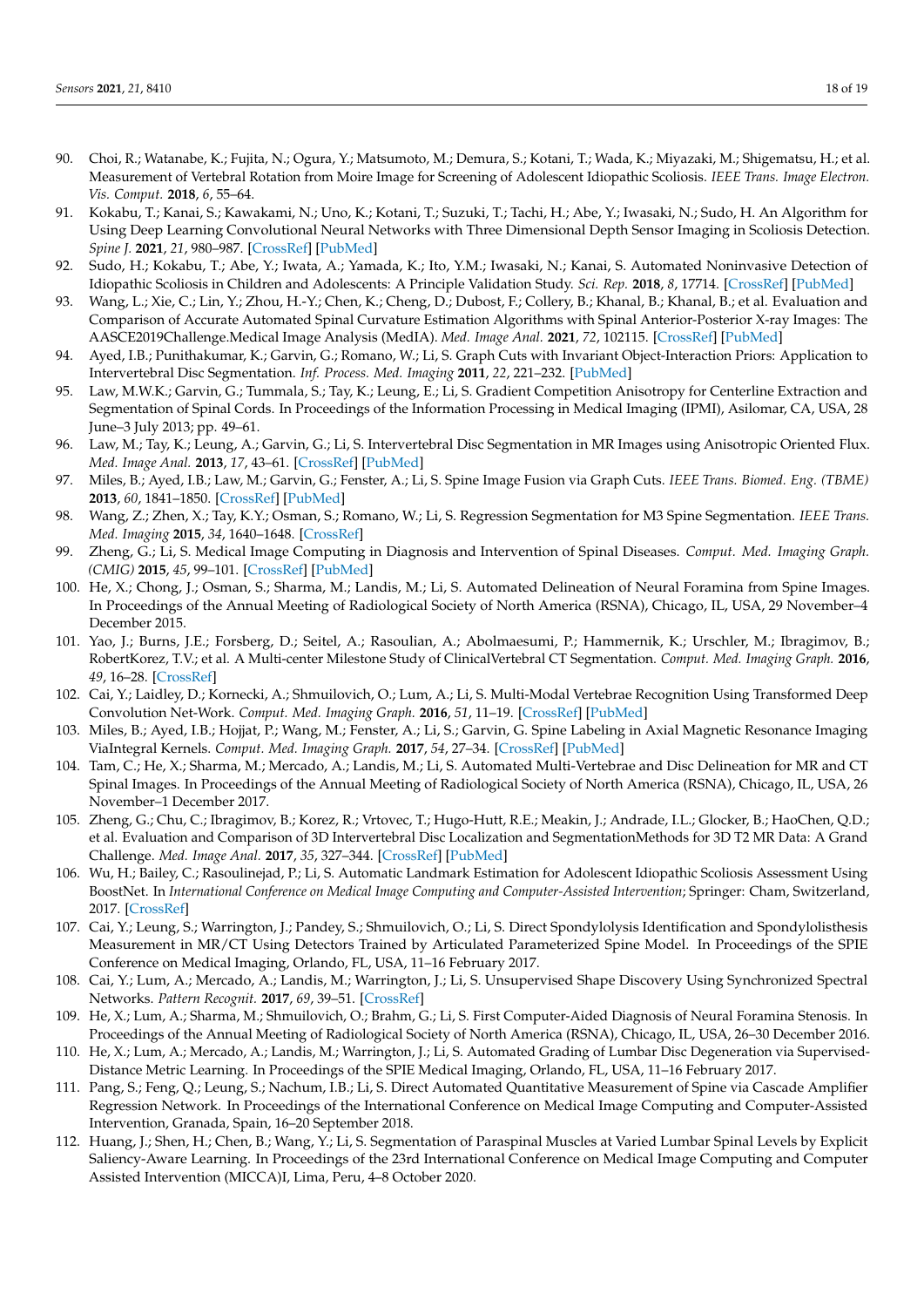90. Choi, R.; Watanabe, K.; Fujita, N.; Ogura, Y.; Matsumoto, M.; Demura, S.; Kotani, T.; Wada, K.; Miyazaki, M.; Shigematsu, H.; et al. Measurement of Vertebral Rotation from Moire Image for Screening of Adolescent Idiopathic Scoliosis. *IEEE Trans. Image Electron. Vis. Comput.* **2018**, *6*, 55–64.
91. Kokabu, T.; Kanai, S.; Kawakami, N.; Uno, K.; Kotani, T.; Suzuki, T.; Tachi, H.; Abe, Y.; Iwasaki, N.; Sudo, H. An Algorithm for Using Deep Learning Convolutional Neural Networks with Three Dimensional Depth Sensor Imaging in Scoliosis Detection. *Spine J.* **2021**, *21*, 980–987. [CrossRef] [PubMed]
92. Sudo, H.; Kokabu, T.; Abe, Y.; Iwata, A.; Yamada, K.; Ito, Y.M.; Iwasaki, N.; Kanai, S. Automated Noninvasive Detection of Idiopathic Scoliosis in Children and Adolescents: A Principle Validation Study. *Sci. Rep.* **2018**, *8*, 17714. [CrossRef] [PubMed]
93. Wang, L.; Xie, C.; Lin, Y.; Zhou, H.-Y.; Chen, K.; Cheng, D.; Dubost, F.; Collery, B.; Khanal, B.; Khanal, B.; et al. Evaluation and Comparison of Accurate Automated Spinal Curvature Estimation Algorithms with Spinal Anterior-Posterior X-ray Images: The AASCE2019Challenge.Medical Image Analysis (MedIA). *Med. Image Anal.* **2021**, *72*, 102115. [CrossRef] [PubMed]
94. Ayed, I.B.; Punithakumar, K.; Garvin, G.; Romano, W.; Li, S. Graph Cuts with Invariant Object-Interaction Priors: Application to Intervertebral Disc Segmentation. *Inf. Process. Med. Imaging* **2011**, *22*, 221–232. [PubMed]
95. Law, M.W.K.; Garvin, G.; Tummala, S.; Tay, K.; Leung, E.; Li, S. Gradient Competition Anisotropy for Centerline Extraction and Segmentation of Spinal Cords. In Proceedings of the Information Processing in Medical Imaging (IPMI), Asilomar, CA, USA, 28 June–3 July 2013; pp. 49–61.
96. Law, M.; Tay, K.; Leung, A.; Garvin, G.; Li, S. Intervertebral Disc Segmentation in MR Images using Anisotropic Oriented Flux. *Med. Image Anal.* **2013**, *17*, 43–61. [CrossRef] [PubMed]
97. Miles, B.; Ayed, I.B.; Law, M.; Garvin, G.; Fenster, A.; Li, S. Spine Image Fusion via Graph Cuts. *IEEE Trans. Biomed. Eng. (TBME)* **2013**, *60*, 1841–1850. [CrossRef] [PubMed]
98. Wang, Z.; Zhen, X.; Tay, K.Y.; Osman, S.; Romano, W.; Li, S. Regression Segmentation for M3 Spine Segmentation. *IEEE Trans. Med. Imaging* **2015**, *34*, 1640–1648. [CrossRef]
99. Zheng, G.; Li, S. Medical Image Computing in Diagnosis and Intervention of Spinal Diseases. *Comput. Med. Imaging Graph. (CMIG)* **2015**, *45*, 99–101. [CrossRef] [PubMed]
100. He, X.; Chong, J.; Osman, S.; Sharma, M.; Landis, M.; Li, S. Automated Delineation of Neural Foramina from Spine Images. In Proceedings of the Annual Meeting of Radiological Society of North America (RSNA), Chicago, IL, USA, 29 November–4 December 2015.
101. Yao, J.; Burns, J.E.; Forsberg, D.; Seitel, A.; Rasoulian, A.; Abolmaesumi, P.; Hammernik, K.; Urschler, M.; Ibragimov, B.; RobertKorez, T.V.; et al. A Multi-center Milestone Study of ClinicalVertebral CT Segmentation. *Comput. Med. Imaging Graph.* **2016**, *49*, 16–28. [CrossRef]
102. Cai, Y.; Laidley, D.; Kornecki, A.; Shmuilovich, O.; Lum, A.; Li, S. Multi-Modal Vertebrae Recognition Using Transformed Deep Convolution Net-Work. *Comput. Med. Imaging Graph.* **2016**, *51*, 11–19. [CrossRef] [PubMed]
103. Miles, B.; Ayed, I.B.; Hojjat, P.; Wang, M.; Fenster, A.; Li, S.; Garvin, G. Spine Labeling in Axial Magnetic Resonance Imaging ViaIntegral Kernels. *Comput. Med. Imaging Graph.* **2017**, *54*, 27–34. [CrossRef] [PubMed]
104. Tam, C.; He, X.; Sharma, M.; Mercado, A.; Landis, M.; Li, S. Automated Multi-Vertebrae and Disc Delineation for MR and CT Spinal Images. In Proceedings of the Annual Meeting of Radiological Society of North America (RSNA), Chicago, IL, USA, 26 November–1 December 2017.
105. Zheng, G.; Chu, C.; Ibragimov, B.; Korez, R.; Vrtovec, T.; Hugo-Hutt, R.E.; Meakin, J.; Andrade, I.L.; Glocker, B.; HaoChen, Q.D.; et al. Evaluation and Comparison of 3D Intervertebral Disc Localization and SegmentationMethods for 3D T2 MR Data: A Grand Challenge. *Med. Image Anal.* **2017**, *35*, 327–344. [CrossRef] [PubMed]
106. Wu, H.; Bailey, C.; Rasoulinejad, P.; Li, S. Automatic Landmark Estimation for Adolescent Idiopathic Scoliosis Assessment Using BoostNet. In *International Conference on Medical Image Computing and Computer-Assisted Intervention*; Springer: Cham, Switzerland, 2017. [CrossRef]
107. Cai, Y.; Leung, S.; Warrington, J.; Pandey, S.; Shmuilovich, O.; Li, S. Direct Spondylolysis Identification and Spondylolisthesis Measurement in MR/CT Using Detectors Trained by Articulated Parameterized Spine Model. In Proceedings of the SPIE Conference on Medical Imaging, Orlando, FL, USA, 11–16 February 2017.
108. Cai, Y.; Lum, A.; Mercado, A.; Landis, M.; Warrington, J.; Li, S. Unsupervised Shape Discovery Using Synchronized Spectral Networks. *Pattern Recognit.* **2017**, *69*, 39–51. [CrossRef]
109. He, X.; Lum, A.; Sharma, M.; Shmuilovich, O.; Brahm, G.; Li, S. First Computer-Aided Diagnosis of Neural Foramina Stenosis. In Proceedings of the Annual Meeting of Radiological Society of North America (RSNA), Chicago, IL, USA, 26–30 December 2016.
110. He, X.; Lum, A.; Mercado, A.; Landis, M.; Warrington, J.; Li, S. Automated Grading of Lumbar Disc Degeneration via Supervised-Distance Metric Learning. In Proceedings of the SPIE Medical Imaging, Orlando, FL, USA, 11–16 February 2017.
111. Pang, S.; Feng, Q.; Leung, S.; Nachum, I.B.; Li, S. Direct Automated Quantitative Measurement of Spine via Cascade Amplifier Regression Network. In Proceedings of the International Conference on Medical Image Computing and Computer-Assisted Intervention, Granada, Spain, 16–20 September 2018.
112. Huang, J.; Shen, H.; Chen, B.; Wang, Y.; Li, S. Segmentation of Paraspinal Muscles at Varied Lumbar Spinal Levels by Explicit Saliency-Aware Learning. In Proceedings of the 23rd International Conference on Medical Image Computing and Computer Assisted Intervention (MICCA)I, Lima, Peru, 4–8 October 2020.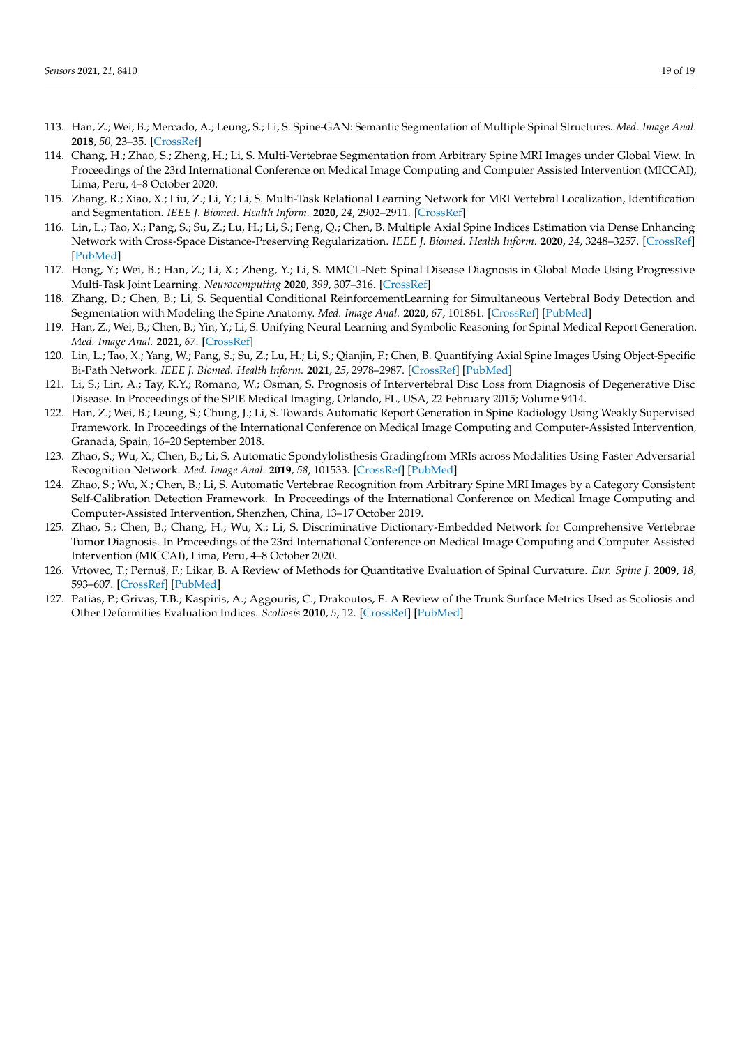113. Han, Z.; Wei, B.; Mercado, A.; Leung, S.; Li, S. Spine-GAN: Semantic Segmentation of Multiple Spinal Structures. *Med. Image Anal.* **2018**, *50*, 23–35. [CrossRef]
114. Chang, H.; Zhao, S.; Zheng, H.; Li, S. Multi-Vertebrae Segmentation from Arbitrary Spine MRI Images under Global View. In Proceedings of the 23rd International Conference on Medical Image Computing and Computer Assisted Intervention (MICCAI), Lima, Peru, 4–8 October 2020.
115. Zhang, R.; Xiao, X.; Liu, Z.; Li, Y.; Li, S. Multi-Task Relational Learning Network for MRI Vertebral Localization, Identification and Segmentation. *IEEE J. Biomed. Health Inform.* **2020**, *24*, 2902–2911. [CrossRef]
116. Lin, L.; Tao, X.; Pang, S.; Su, Z.; Lu, H.; Li, S.; Feng, Q.; Chen, B. Multiple Axial Spine Indices Estimation via Dense Enhancing Network with Cross-Space Distance-Preserving Regularization. *IEEE J. Biomed. Health Inform.* **2020**, *24*, 3248–3257. [CrossRef] [PubMed]
117. Hong, Y.; Wei, B.; Han, Z.; Li, X.; Zheng, Y.; Li, S. MMCL-Net: Spinal Disease Diagnosis in Global Mode Using Progressive Multi-Task Joint Learning. *Neurocomputing* **2020**, *399*, 307–316. [CrossRef]
118. Zhang, D.; Chen, B.; Li, S. Sequential Conditional ReinforcementLearning for Simultaneous Vertebral Body Detection and Segmentation with Modeling the Spine Anatomy. *Med. Image Anal.* **2020**, *67*, 101861. [CrossRef] [PubMed]
119. Han, Z.; Wei, B.; Chen, B.; Yin, Y.; Li, S. Unifying Neural Learning and Symbolic Reasoning for Spinal Medical Report Generation. *Med. Image Anal.* **2021**, *67*. [CrossRef]
120. Lin, L.; Tao, X.; Yang, W.; Pang, S.; Su, Z.; Lu, H.; Li, S.; Qianjin, F.; Chen, B. Quantifying Axial Spine Images Using Object-Specific Bi-Path Network. *IEEE J. Biomed. Health Inform.* **2021**, *25*, 2978–2987. [CrossRef] [PubMed]
121. Li, S.; Lin, A.; Tay, K.Y.; Romano, W.; Osman, S. Prognosis of Intervertebral Disc Loss from Diagnosis of Degenerative Disc Disease. In Proceedings of the SPIE Medical Imaging, Orlando, FL, USA, 22 February 2015; Volume 9414.
122. Han, Z.; Wei, B.; Leung, S.; Chung, J.; Li, S. Towards Automatic Report Generation in Spine Radiology Using Weakly Supervised Framework. In Proceedings of the International Conference on Medical Image Computing and Computer-Assisted Intervention, Granada, Spain, 16–20 September 2018.
123. Zhao, S.; Wu, X.; Chen, B.; Li, S. Automatic Spondylolisthesis Gradingfrom MRIs across Modalities Using Faster Adversarial Recognition Network. *Med. Image Anal.* **2019**, *58*, 101533. [CrossRef] [PubMed]
124. Zhao, S.; Wu, X.; Chen, B.; Li, S. Automatic Vertebrae Recognition from Arbitrary Spine MRI Images by a Category Consistent Self-Calibration Detection Framework. In Proceedings of the International Conference on Medical Image Computing and Computer-Assisted Intervention, Shenzhen, China, 13–17 October 2019.
125. Zhao, S.; Chen, B.; Chang, H.; Wu, X.; Li, S. Discriminative Dictionary-Embedded Network for Comprehensive Vertebrae Tumor Diagnosis. In Proceedings of the 23rd International Conference on Medical Image Computing and Computer Assisted Intervention (MICCAI), Lima, Peru, 4–8 October 2020.
126. Vrtovec, T.; Pernuš, F.; Likar, B. A Review of Methods for Quantitative Evaluation of Spinal Curvature. *Eur. Spine J.* **2009**, *18*, 593–607. [CrossRef] [PubMed]
127. Patias, P.; Grivas, T.B.; Kaspiris, A.; Aggouris, C.; Drakoutos, E. A Review of the Trunk Surface Metrics Used as Scoliosis and Other Deformities Evaluation Indices. *Scoliosis* **2010**, *5*, 12. [CrossRef] [PubMed]